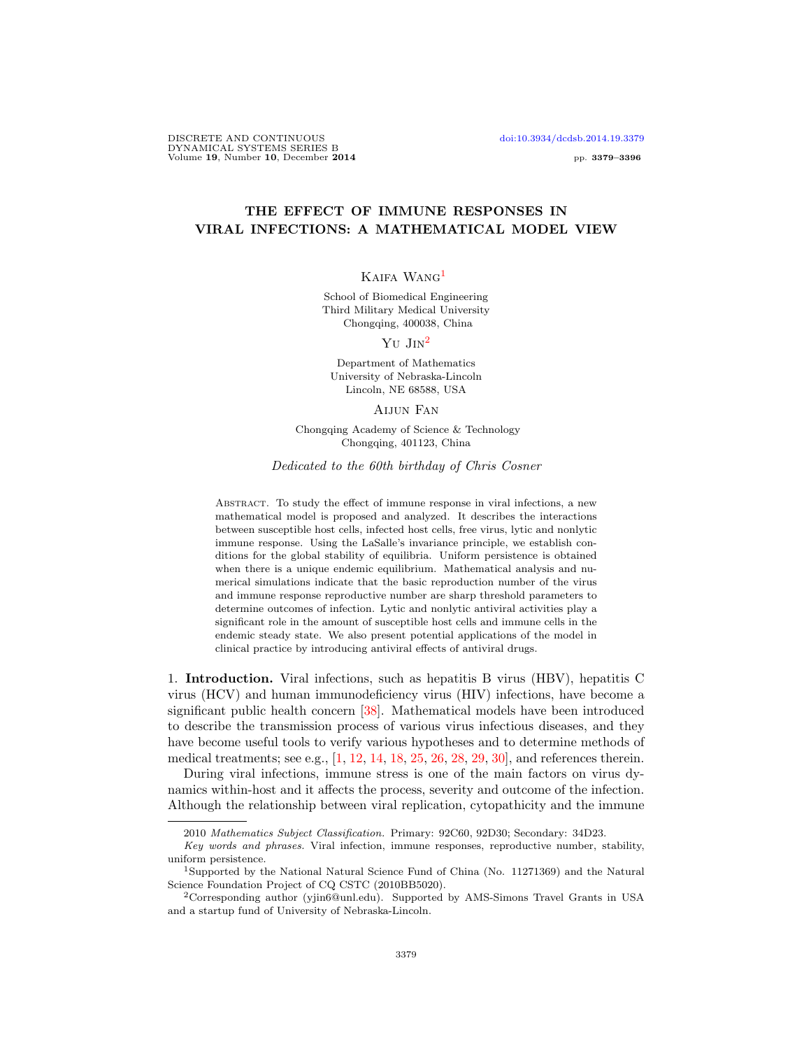# THE EFFECT OF IMMUNE RESPONSES IN VIRAL INFECTIONS: A MATHEMATICAL MODEL VIEW

Kaifa Wang[1]

School of Biomedical Engineering
Third Military Medical University
Chongqing, 400038, China

Yu Jin[2]

Department of Mathematics
University of Nebraska-Lincoln
Lincoln, NE 68588, USA

Aijun Fan

Chongqing Academy of Science & Technology
Chongqing, 401123, China

*Dedicated to the 60th birthday of Chris Cosner*

Abstract. To study the effect of immune response in viral infections, a new mathematical model is proposed and analyzed. It describes the interactions between susceptible host cells, infected host cells, free virus, lytic and nonlytic immune response. Using the LaSalle's invariance principle, we establish conditions for the global stability of equilibria. Uniform persistence is obtained when there is a unique endemic equilibrium. Mathematical analysis and numerical simulations indicate that the basic reproduction number of the virus and immune response reproductive number are sharp threshold parameters to determine outcomes of infection. Lytic and nonlytic antiviral activities play a significant role in the amount of susceptible host cells and immune cells in the endemic steady state. We also present potential applications of the model in clinical practice by introducing antiviral effects of antiviral drugs.

## 1. Introduction.

Viral infections, such as hepatitis B virus (HBV), hepatitis C virus (HCV) and human immunodeficiency virus (HIV) infections, have become a significant public health concern [38]. Mathematical models have been introduced to describe the transmission process of various virus infectious diseases, and they have become useful tools to verify various hypotheses and to determine methods of medical treatments; see e.g., [1, 12, 14, 18, 25, 26, 28, 29, 30], and references therein.

During viral infections, immune stress is one of the main factors on virus dynamics within-host and it affects the process, severity and outcome of the infection. Although the relationship between viral replication, cytopathicity and the immune

---

2010 *Mathematics Subject Classification.* Primary: 92C60, 92D30; Secondary: 34D23.

*Key words and phrases.* Viral infection, immune responses, reproductive number, stability, uniform persistence.

[1]Supported by the National Natural Science Fund of China (No. 11271369) and the Natural Science Foundation Project of CQ CSTC (2010BB5020).

[2]Corresponding author (yjin6@unl.edu). Supported by AMS-Simons Travel Grants in USA and a startup fund of University of Nebraska-Lincoln.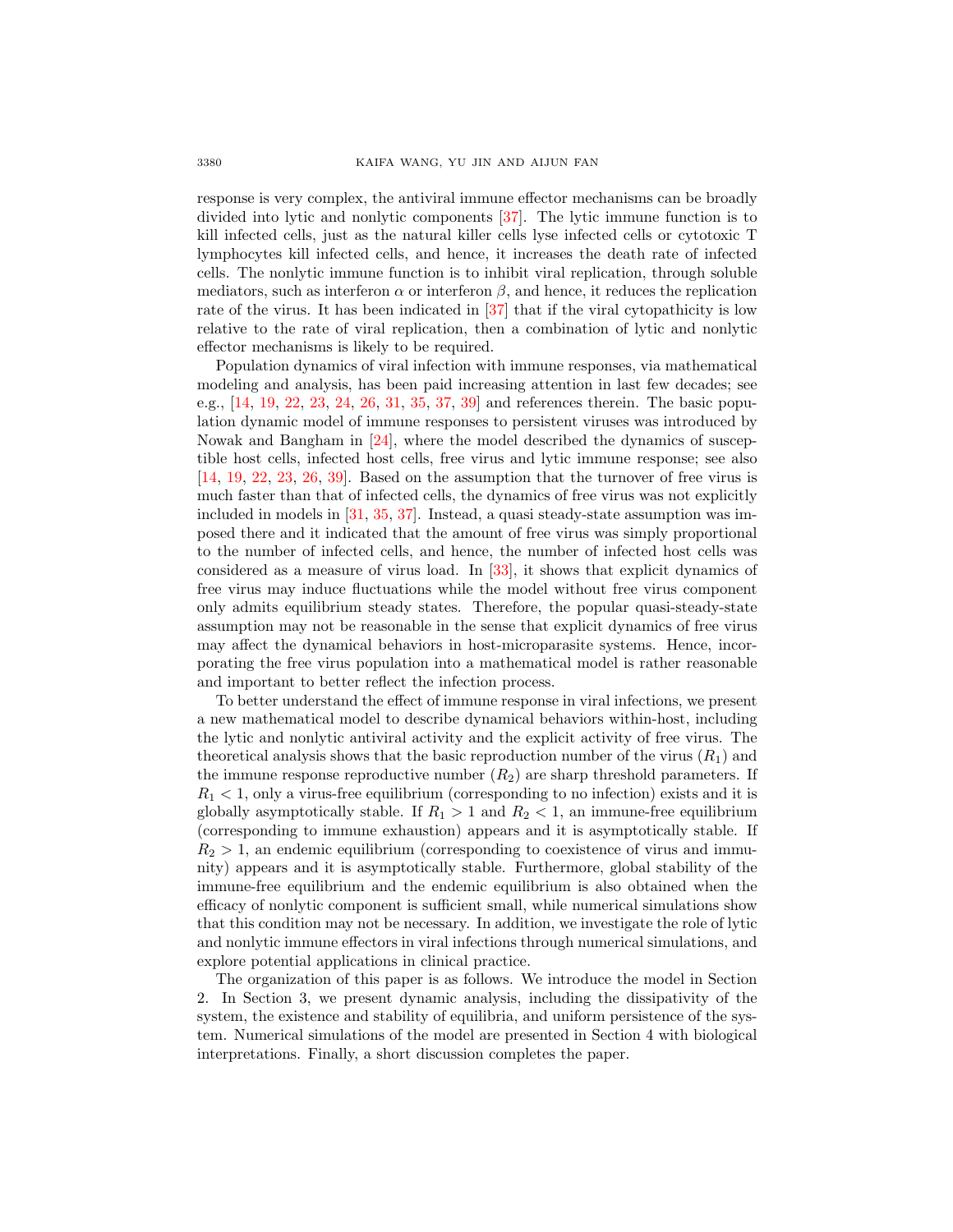response is very complex, the antiviral immune effector mechanisms can be broadly divided into lytic and nonlytic components [37]. The lytic immune function is to kill infected cells, just as the natural killer cells lyse infected cells or cytotoxic T lymphocytes kill infected cells, and hence, it increases the death rate of infected cells. The nonlytic immune function is to inhibit viral replication, through soluble mediators, such as interferon $\alpha$ or interferon $\beta$, and hence, it reduces the replication rate of the virus. It has been indicated in [37] that if the viral cytopathicity is low relative to the rate of viral replication, then a combination of lytic and nonlytic effector mechanisms is likely to be required.

Population dynamics of viral infection with immune responses, via mathematical modeling and analysis, has been paid increasing attention in last few decades; see e.g., [14, 19, 22, 23, 24, 26, 31, 35, 37, 39] and references therein. The basic population dynamic model of immune responses to persistent viruses was introduced by Nowak and Bangham in [24], where the model described the dynamics of susceptible host cells, infected host cells, free virus and lytic immune response; see also [14, 19, 22, 23, 26, 39]. Based on the assumption that the turnover of free virus is much faster than that of infected cells, the dynamics of free virus was not explicitly included in models in [31, 35, 37]. Instead, a quasi steady-state assumption was imposed there and it indicated that the amount of free virus was simply proportional to the number of infected cells, and hence, the number of infected host cells was considered as a measure of virus load. In [33], it shows that explicit dynamics of free virus may induce fluctuations while the model without free virus component only admits equilibrium steady states. Therefore, the popular quasi-steady-state assumption may not be reasonable in the sense that explicit dynamics of free virus may affect the dynamical behaviors in host-microparasite systems. Hence, incorporating the free virus population into a mathematical model is rather reasonable and important to better reflect the infection process.

To better understand the effect of immune response in viral infections, we present a new mathematical model to describe dynamical behaviors within-host, including the lytic and nonlytic antiviral activity and the explicit activity of free virus. The theoretical analysis shows that the basic reproduction number of the virus ($R_1$) and the immune response reproductive number ($R_2$) are sharp threshold parameters. If $R_1 < 1$, only a virus-free equilibrium (corresponding to no infection) exists and it is globally asymptotically stable. If $R_1 > 1$ and $R_2 < 1$, an immune-free equilibrium (corresponding to immune exhaustion) appears and it is asymptotically stable. If $R_2 > 1$, an endemic equilibrium (corresponding to coexistence of virus and immunity) appears and it is asymptotically stable. Furthermore, global stability of the immune-free equilibrium and the endemic equilibrium is also obtained when the efficacy of nonlytic component is sufficient small, while numerical simulations show that this condition may not be necessary. In addition, we investigate the role of lytic and nonlytic immune effectors in viral infections through numerical simulations, and explore potential applications in clinical practice.

The organization of this paper is as follows. We introduce the model in Section 2. In Section 3, we present dynamic analysis, including the dissipativity of the system, the existence and stability of equilibria, and uniform persistence of the system. Numerical simulations of the model are presented in Section 4 with biological interpretations. Finally, a short discussion completes the paper.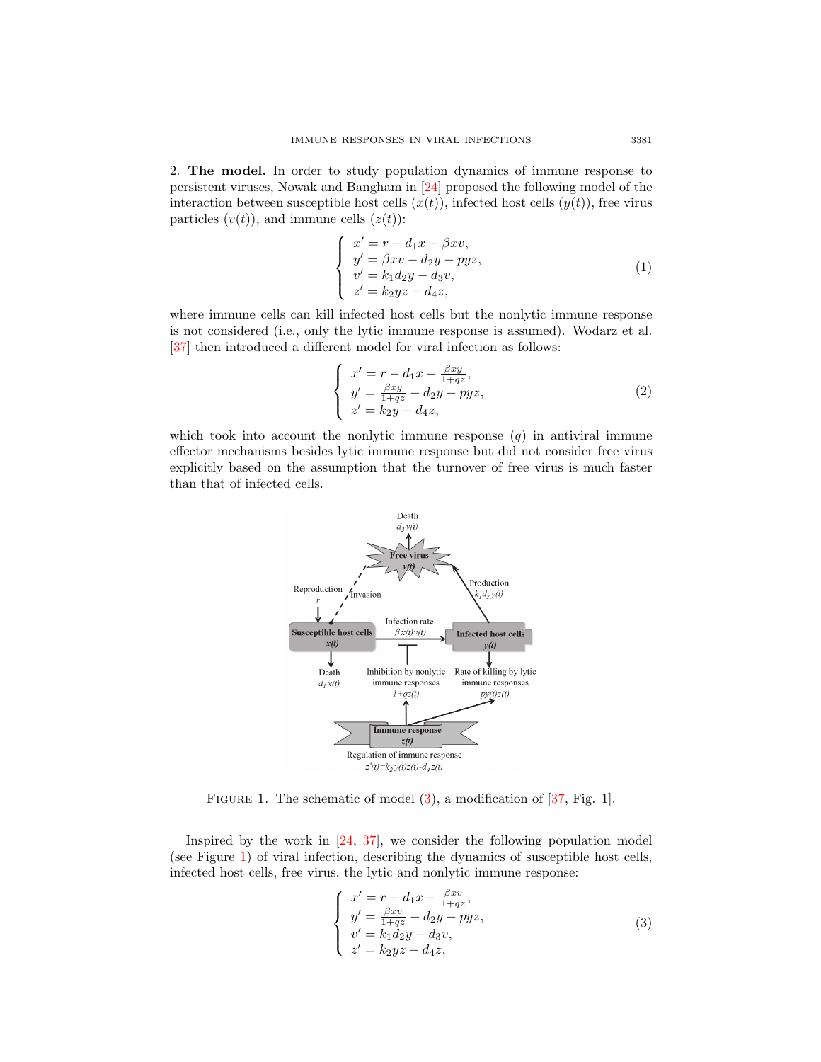2. **The model.** In order to study population dynamics of immune response to persistent viruses, Nowak and Bangham in [24] proposed the following model of the interaction between susceptible host cells ($x(t)$), infected host cells ($y(t)$), free virus particles ($v(t)$), and immune cells ($z(t)$):

$$
\left\{
\begin{array}{l}
x' = r - d_1 x - \beta x v, \\
y' = \beta x v - d_2 y - p y z, \\
v' = k_1 d_2 y - d_3 v, \\
z' = k_2 y z - d_4 z,
\end{array}
\right.
\tag{1}
$$

where immune cells can kill infected host cells but the nonlytic immune response is not considered (i.e., only the lytic immune response is assumed). Wodarz et al. [37] then introduced a different model for viral infection as follows:

$$
\left\{
\begin{array}{l}
x' = r - d_1 x - \frac{\beta x y}{1+qz}, \\
y' = \frac{\beta x y}{1+qz} - d_2 y - p y z, \\
z' = k_2 y - d_4 z,
\end{array}
\right.
\tag{2}
$$

which took into account the nonlytic immune response ($q$) in antiviral immune effector mechanisms besides lytic immune response but did not consider free virus explicitly based on the assumption that the turnover of free virus is much faster than that of infected cells.

FIGURE 1. The schematic of model (3), a modification of [37, Fig. 1].

Inspired by the work in [24, 37], we consider the following population model (see Figure 1) of viral infection, describing the dynamics of susceptible host cells, infected host cells, free virus, the lytic and nonlytic immune response:

$$
\left\{
\begin{array}{l}
x' = r - d_1 x - \frac{\beta x v}{1+qz}, \\
y' = \frac{\beta x v}{1+qz} - d_2 y - p y z, \\
v' = k_1 d_2 y - d_3 v, \\
z' = k_2 y z - d_4 z,
\end{array}
\right.
\tag{3}
$$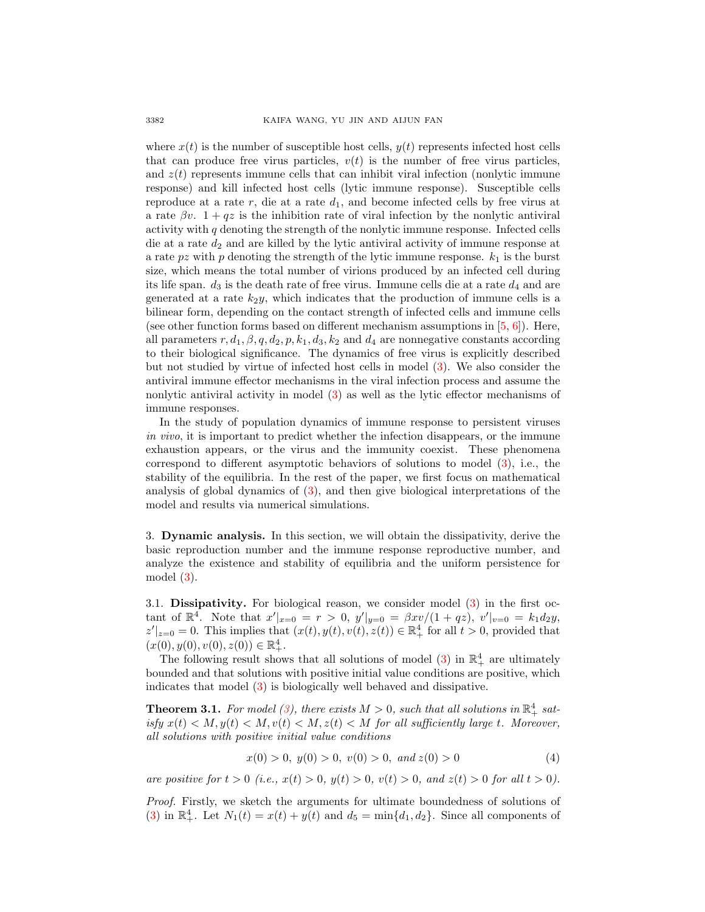where $x(t)$ is the number of susceptible host cells, $y(t)$ represents infected host cells that can produce free virus particles, $v(t)$ is the number of free virus particles, and $z(t)$ represents immune cells that can inhibit viral infection (nonlytic immune response) and kill infected host cells (lytic immune response). Susceptible cells reproduce at a rate $r$, die at a rate $d_1$, and become infected cells by free virus at a rate $\beta v$. $1 + qz$ is the inhibition rate of viral infection by the nonlytic antiviral activity with $q$ denoting the strength of the nonlytic immune response. Infected cells die at a rate $d_2$ and are killed by the lytic antiviral activity of immune response at a rate $pz$ with $p$ denoting the strength of the lytic immune response. $k_1$ is the burst size, which means the total number of virions produced by an infected cell during its life span. $d_3$ is the death rate of free virus. Immune cells die at a rate $d_4$ and are generated at a rate $k_2 y$, which indicates that the production of immune cells is a bilinear form, depending on the contact strength of infected cells and immune cells (see other function forms based on different mechanism assumptions in [5, 6]). Here, all parameters $r, d_1, \beta, q, d_2, p, k_1, d_3, k_2$ and $d_4$ are nonnegative constants according to their biological significance. The dynamics of free virus is explicitly described but not studied by virtue of infected host cells in model (3). We also consider the antiviral immune effector mechanisms in the viral infection process and assume the nonlytic antiviral activity in model (3) as well as the lytic effector mechanisms of immune responses.

In the study of population dynamics of immune response to persistent viruses *in vivo*, it is important to predict whether the infection disappears, or the immune exhaustion appears, or the virus and the immunity coexist. These phenomena correspond to different asymptotic behaviors of solutions to model (3), i.e., the stability of the equilibria. In the rest of the paper, we first focus on mathematical analysis of global dynamics of (3), and then give biological interpretations of the model and results via numerical simulations.

## 3. Dynamic analysis.

In this section, we will obtain the dissipativity, derive the basic reproduction number and the immune response reproductive number, and analyze the existence and stability of equilibria and the uniform persistence for model (3).

### 3.1. Dissipativity.

For biological reason, we consider model (3) in the first octant of $\mathbb{R}^4$. Note that $x'|_{x=0} = r > 0$, $y'|_{y=0} = \beta x v/(1 + qz)$, $v'|_{v=0} = k_1 d_2 y$, $z'|_{z=0} = 0$. This implies that $(x(t), y(t), v(t), z(t)) \in \mathbb{R}^4_+$ for all $t > 0$, provided that $(x(0), y(0), v(0), z(0)) \in \mathbb{R}^4_+$.

The following result shows that all solutions of model (3) in $\mathbb{R}^4_+$ are ultimately bounded and that solutions with positive initial value conditions are positive, which indicates that model (3) is biologically well behaved and dissipative.

**Theorem 3.1.** *For model (3), there exists $M > 0$, such that all solutions in $\mathbb{R}^4_+$ satisfy $x(t) < M, y(t) < M, v(t) < M, z(t) < M$ for all sufficiently large $t$. Moreover, all solutions with positive initial value conditions*

$$x(0) > 0,\ y(0) > 0,\ v(0) > 0,\ \text{and } z(0) > 0 \tag{4}$$

*are positive for $t > 0$ (i.e., $x(t) > 0$, $y(t) > 0$, $v(t) > 0$, and $z(t) > 0$ for all $t > 0$).*

*Proof.* Firstly, we sketch the arguments for ultimate boundedness of solutions of (3) in $\mathbb{R}^4_+$. Let $N_1(t) = x(t) + y(t)$ and $d_5 = \min\{d_1, d_2\}$. Since all components of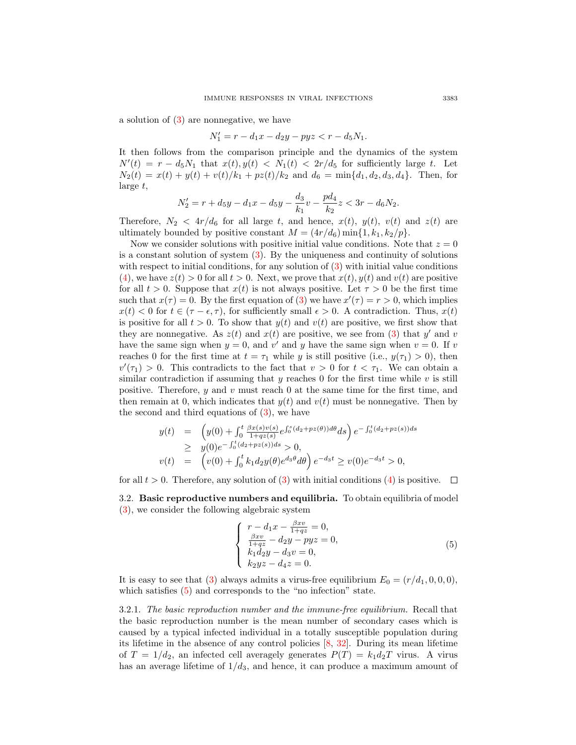a solution of (3) are nonnegative, we have

$$N_1' = r - d_1 x - d_2 y - pyz < r - d_5 N_1.$$

It then follows from the comparison principle and the dynamics of the system $N'(t) = r - d_5 N_1$ that $x(t), y(t) < N_1(t) < 2r/d_5$ for sufficiently large $t$. Let $N_2(t) = x(t) + y(t) + v(t)/k_1 + pz(t)/k_2$ and $d_6 = \min\{d_1, d_2, d_3, d_4\}$. Then, for large $t$,

$$N_2' = r + d_5 y - d_1 x - d_5 y - \frac{d_3}{k_1} v - \frac{pd_4}{k_2} z < 3r - d_6 N_2.$$

Therefore, $N_2 < 4r/d_6$ for all large $t$, and hence, $x(t)$, $y(t)$, $v(t)$ and $z(t)$ are ultimately bounded by positive constant $M = (4r/d_6)\min\{1, k_1, k_2/p\}$.

Now we consider solutions with positive initial value conditions. Note that $z = 0$ is a constant solution of system (3). By the uniqueness and continuity of solutions with respect to initial conditions, for any solution of (3) with initial value conditions (4), we have $z(t) > 0$ for all $t > 0$. Next, we prove that $x(t), y(t)$ and $v(t)$ are positive for all $t > 0$. Suppose that $x(t)$ is not always positive. Let $\tau > 0$ be the first time such that $x(\tau) = 0$. By the first equation of (3) we have $x'(\tau) = r > 0$, which implies $x(t) < 0$ for $t \in (\tau - \epsilon, \tau)$, for sufficiently small $\epsilon > 0$. A contradiction. Thus, $x(t)$ is positive for all $t > 0$. To show that $y(t)$ and $v(t)$ are positive, we first show that they are nonnegative. As $z(t)$ and $x(t)$ are positive, we see from (3) that $y'$ and $v$ have the same sign when $y = 0$, and $v'$ and $y$ have the same sign when $v = 0$. If $v$ reaches 0 for the first time at $t = \tau_1$ while $y$ is still positive (i.e., $y(\tau_1) > 0$), then $v'(\tau_1) > 0$. This contradicts to the fact that $v > 0$ for $t < \tau_1$. We can obtain a similar contradiction if assuming that $y$ reaches 0 for the first time while $v$ is still positive. Therefore, $y$ and $v$ must reach 0 at the same time for the first time, and then remain at 0, which indicates that $y(t)$ and $v(t)$ must be nonnegative. Then by the second and third equations of (3), we have

$$\begin{aligned}
y(t) &= \left( y(0) + \int_0^t \frac{\beta x(s) v(s)}{1 + qz(s)} e^{\int_0^s (d_2 + pz(\theta)) d\theta} ds \right) e^{-\int_0^t (d_2 + pz(s)) ds} \\
&\geq y(0) e^{-\int_0^t (d_2 + pz(s)) ds} > 0, \\
v(t) &= \left( v(0) + \int_0^t k_1 d_2 y(\theta) e^{d_3 \theta} d\theta \right) e^{-d_3 t} \geq v(0) e^{-d_3 t} > 0,
\end{aligned}$$

for all $t > 0$. Therefore, any solution of (3) with initial conditions (4) is positive. $\square$

### 3.2. Basic reproductive numbers and equilibria.

To obtain equilibria of model (3), we consider the following algebraic system

$$\begin{cases}
r - d_1 x - \frac{\beta x v}{1 + qz} = 0, \\
\frac{\beta x v}{1 + qz} - d_2 y - pyz = 0, \\
k_1 d_2 y - d_3 v = 0, \\
k_2 yz - d_4 z = 0.
\end{cases} \tag{5}$$

It is easy to see that (3) always admits a virus-free equilibrium $E_0 = (r/d_1, 0, 0, 0)$, which satisfies (5) and corresponds to the "no infection" state.

#### 3.2.1. *The basic reproduction number and the immune-free equilibrium.*

Recall that the basic reproduction number is the mean number of secondary cases which is caused by a typical infected individual in a totally susceptible population during its lifetime in the absence of any control policies [8, 32]. During its mean lifetime of $T = 1/d_2$, an infected cell averagely generates $P(T) = k_1 d_2 T$ virus. A virus has an average lifetime of $1/d_3$, and hence, it can produce a maximum amount of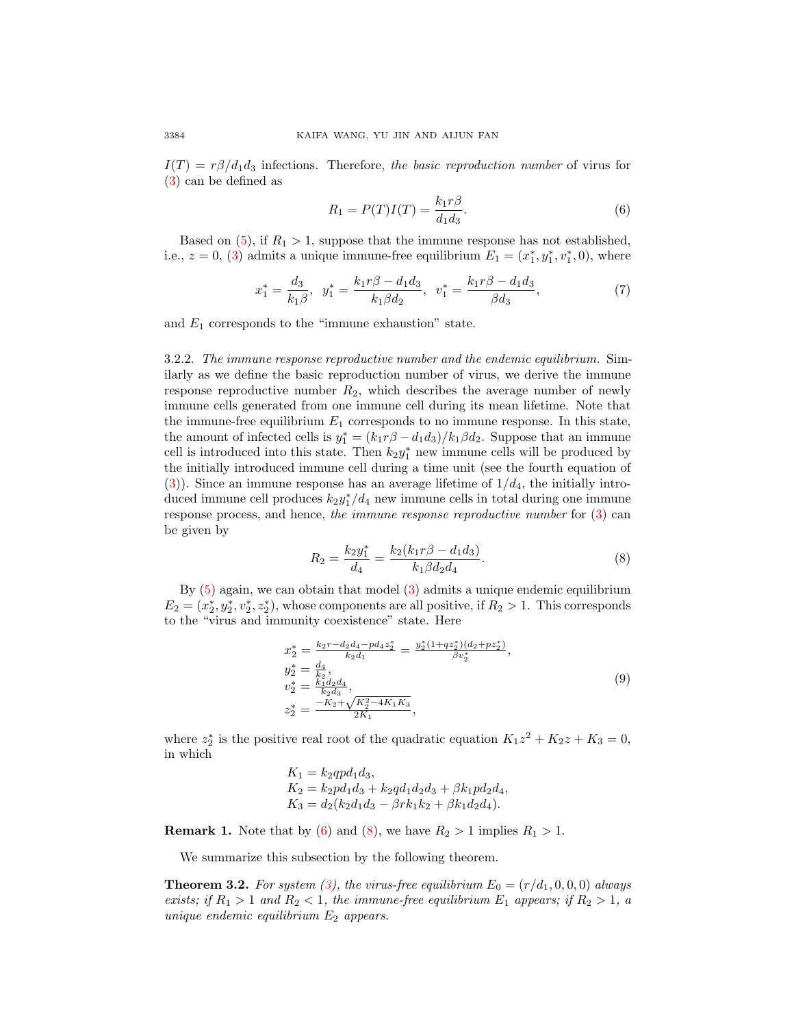$I(T) = r\beta/d_1d_3$ infections. Therefore, *the basic reproduction number* of virus for (3) can be defined as

$$R_1 = P(T)I(T) = \frac{k_1 r\beta}{d_1 d_3}. \tag{6}$$

Based on (5), if $R_1 > 1$, suppose that the immune response has not established, i.e., $z = 0$, (3) admits a unique immune-free equilibrium $E_1 = (x_1^*, y_1^*, v_1^*, 0)$, where

$$x_1^* = \frac{d_3}{k_1\beta}, \quad y_1^* = \frac{k_1 r\beta - d_1 d_3}{k_1 \beta d_2}, \quad v_1^* = \frac{k_1 r\beta - d_1 d_3}{\beta d_3}, \tag{7}$$

and $E_1$ corresponds to the "immune exhaustion" state.

3.2.2. *The immune response reproductive number and the endemic equilibrium.* Similarly as we define the basic reproduction number of virus, we derive the immune response reproductive number $R_2$, which describes the average number of newly immune cells generated from one immune cell during its mean lifetime. Note that the immune-free equilibrium $E_1$ corresponds to no immune response. In this state, the amount of infected cells is $y_1^* = (k_1 r\beta - d_1 d_3)/k_1\beta d_2$. Suppose that an immune cell is introduced into this state. Then $k_2 y_1^*$ new immune cells will be produced by the initially introduced immune cell during a time unit (see the fourth equation of (3)). Since an immune response has an average lifetime of $1/d_4$, the initially introduced immune cell produces $k_2 y_1^*/d_4$ new immune cells in total during one immune response process, and hence, *the immune response reproductive number* for (3) can be given by

$$R_2 = \frac{k_2 y_1^*}{d_4} = \frac{k_2(k_1 r\beta - d_1 d_3)}{k_1 \beta d_2 d_4}. \tag{8}$$

By (5) again, we can obtain that model (3) admits a unique endemic equilibrium $E_2 = (x_2^*, y_2^*, v_2^*, z_2^*)$, whose components are all positive, if $R_2 > 1$. This corresponds to the "virus and immunity coexistence" state. Here

$$\begin{aligned}
x_2^* &= \tfrac{k_2 r - d_2 d_4 - p d_4 z_2^*}{k_2 d_1} = \tfrac{y_2^*(1+q z_2^*)(d_2 + p z_2^*)}{\beta v_2^*},\\
y_2^* &= \tfrac{d_4}{k_2},\\
v_2^* &= \tfrac{k_1 d_2 d_4}{k_2 d_3},\\
z_2^* &= \tfrac{-K_2 + \sqrt{K_2^2 - 4K_1 K_3}}{2K_1},
\end{aligned} \tag{9}$$

where $z_2^*$ is the positive real root of the quadratic equation $K_1 z^2 + K_2 z + K_3 = 0$, in which

$$\begin{aligned}
K_1 &= k_2 q p d_1 d_3,\\
K_2 &= k_2 p d_1 d_3 + k_2 q d_1 d_2 d_3 + \beta k_1 p d_2 d_4,\\
K_3 &= d_2(k_2 d_1 d_3 - \beta r k_1 k_2 + \beta k_1 d_2 d_4).
\end{aligned}$$

**Remark 1.** Note that by (6) and (8), we have $R_2 > 1$ implies $R_1 > 1$.

We summarize this subsection by the following theorem.

**Theorem 3.2.** *For system (3), the virus-free equilibrium $E_0 = (r/d_1, 0, 0, 0)$ always exists; if $R_1 > 1$ and $R_2 < 1$, the immune-free equilibrium $E_1$ appears; if $R_2 > 1$, a unique endemic equilibrium $E_2$ appears.*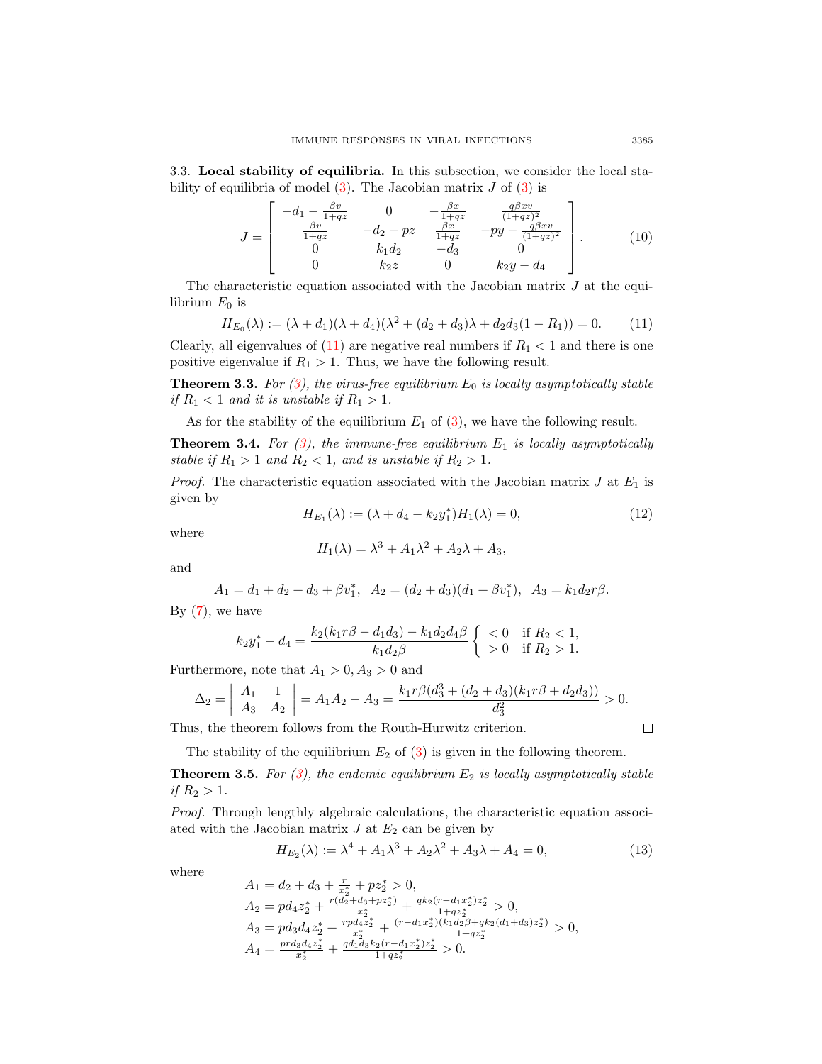3.3. **Local stability of equilibria.** In this subsection, we consider the local stability of equilibria of model (3). The Jacobian matrix $J$ of (3) is

$$J = \begin{bmatrix} -d_1 - \frac{\beta v}{1+qz} & 0 & -\frac{\beta x}{1+qz} & \frac{q\beta x v}{(1+qz)^2} \\ \frac{\beta v}{1+qz} & -d_2 - pz & \frac{\beta x}{1+qz} & -py - \frac{q\beta x v}{(1+qz)^2} \\ 0 & k_1 d_2 & -d_3 & 0 \\ 0 & k_2 z & 0 & k_2 y - d_4 \end{bmatrix}. \tag{10}$$

The characteristic equation associated with the Jacobian matrix $J$ at the equilibrium $E_0$ is

$$H_{E_0}(\lambda) := (\lambda + d_1)(\lambda + d_4)(\lambda^2 + (d_2 + d_3)\lambda + d_2 d_3(1 - R_1)) = 0. \tag{11}$$

Clearly, all eigenvalues of (11) are negative real numbers if $R_1 < 1$ and there is one positive eigenvalue if $R_1 > 1$. Thus, we have the following result.

**Theorem 3.3.** *For (3), the virus-free equilibrium $E_0$ is locally asymptotically stable if $R_1 < 1$ and it is unstable if $R_1 > 1$.*

As for the stability of the equilibrium $E_1$ of (3), we have the following result.

**Theorem 3.4.** *For (3), the immune-free equilibrium $E_1$ is locally asymptotically stable if $R_1 > 1$ and $R_2 < 1$, and is unstable if $R_2 > 1$.*

*Proof.* The characteristic equation associated with the Jacobian matrix $J$ at $E_1$ is given by

$$H_{E_1}(\lambda) := (\lambda + d_4 - k_2 y_1^*) H_1(\lambda) = 0, \tag{12}$$

where

$$H_1(\lambda) = \lambda^3 + A_1 \lambda^2 + A_2 \lambda + A_3,$$

and

$$A_1 = d_1 + d_2 + d_3 + \beta v_1^*, \;\; A_2 = (d_2 + d_3)(d_1 + \beta v_1^*), \;\; A_3 = k_1 d_2 r \beta.$$

By (7), we have

$$k_2 y_1^* - d_4 = \frac{k_2(k_1 r\beta - d_1 d_3) - k_1 d_2 d_4 \beta}{k_1 d_2 \beta} \begin{cases} < 0 & \text{if } R_2 < 1, \\ > 0 & \text{if } R_2 > 1. \end{cases}$$

Furthermore, note that $A_1 > 0, A_3 > 0$ and

$$\Delta_2 = \begin{vmatrix} A_1 & 1 \\ A_3 & A_2 \end{vmatrix} = A_1 A_2 - A_3 = \frac{k_1 r\beta(d_3^3 + (d_2 + d_3)(k_1 r\beta + d_2 d_3))}{d_3^2} > 0.$$

Thus, the theorem follows from the Routh-Hurwitz criterion. $\square$

The stability of the equilibrium $E_2$ of (3) is given in the following theorem.

**Theorem 3.5.** *For (3), the endemic equilibrium $E_2$ is locally asymptotically stable if $R_2 > 1$.*

*Proof.* Through lengthly algebraic calculations, the characteristic equation associated with the Jacobian matrix $J$ at $E_2$ can be given by

$$H_{E_2}(\lambda) := \lambda^4 + A_1 \lambda^3 + A_2 \lambda^2 + A_3 \lambda + A_4 = 0, \tag{13}$$

where

$$\begin{aligned}
A_1 &= d_2 + d_3 + \tfrac{r}{x_2^*} + p z_2^* > 0, \\
A_2 &= p d_4 z_2^* + \tfrac{r(d_2 + d_3 + p z_2^*)}{x_2^*} + \tfrac{q k_2 (r - d_1 x_2^*) z_2^*}{1 + q z_2^*} > 0, \\
A_3 &= p d_3 d_4 z_2^* + \tfrac{r p d_4 z_2^*}{x_2^*} + \tfrac{(r - d_1 x_2^*)(k_1 d_2 \beta + q k_2 (d_1 + d_3) z_2^*)}{1 + q z_2^*} > 0, \\
A_4 &= \tfrac{p r d_3 d_4 z_2^*}{x_2^*} + \tfrac{q d_1 d_3 k_2 (r - d_1 x_2^*) z_2^*}{1 + q z_2^*} > 0.
\end{aligned}$$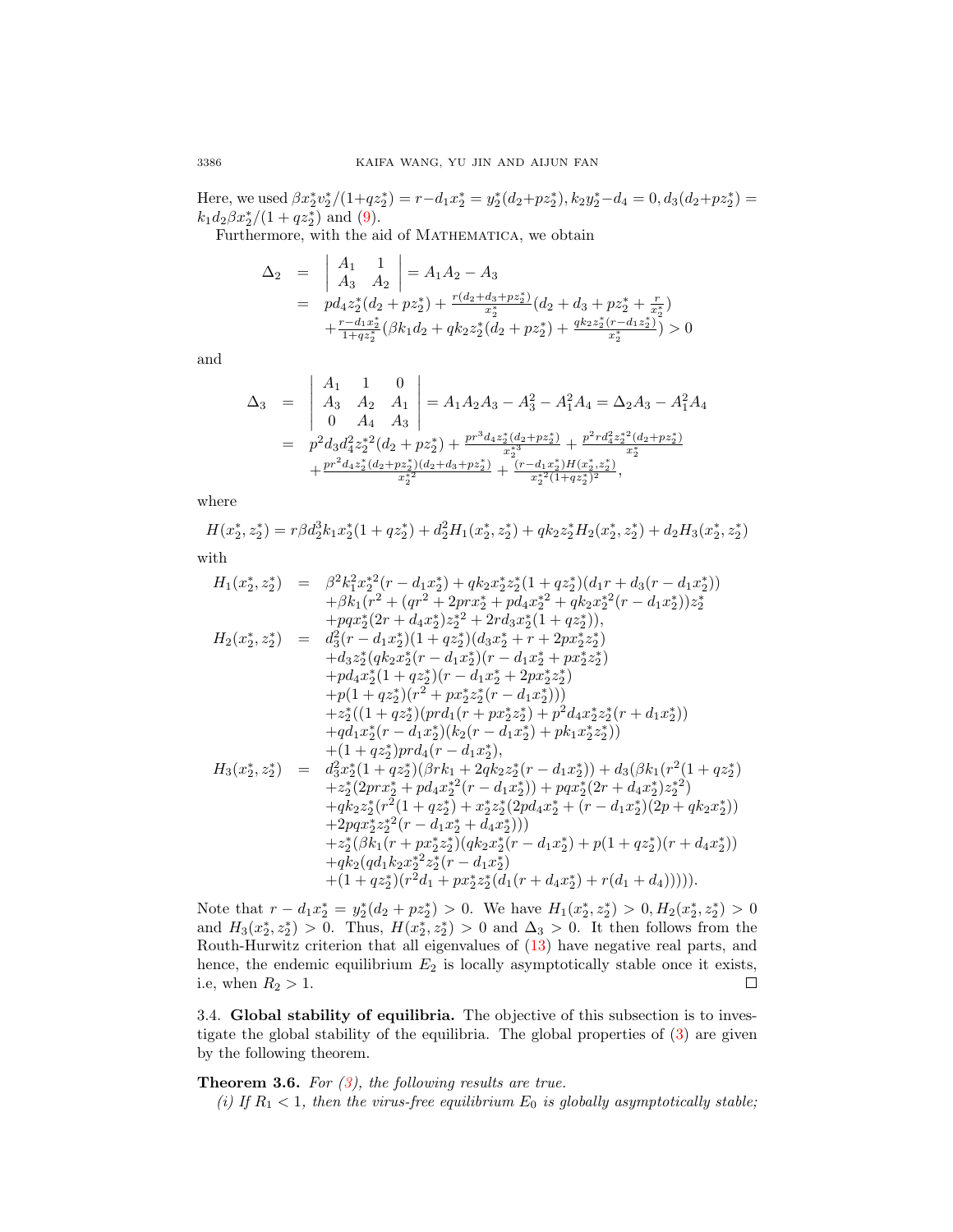Here, we used $\beta x_2^* v_2^*/(1+qz_2^*) = r - d_1 x_2^* = y_2^*(d_2+pz_2^*), k_2 y_2^* - d_4 = 0, d_3(d_2+pz_2^*) = k_1 d_2 \beta x_2^*/(1+qz_2^*)$ and (9).

Furthermore, with the aid of Mathematica, we obtain

$$
\begin{aligned}
\Delta_2 &= \begin{vmatrix} A_1 & 1 \\ A_3 & A_2 \end{vmatrix} = A_1 A_2 - A_3 \\
&= pd_4 z_2^*(d_2+pz_2^*) + \tfrac{r(d_2+d_3+pz_2^*)}{x_2^*}(d_2+d_3+pz_2^*+\tfrac{r}{x_2^*}) \\
&\quad + \tfrac{r-d_1x_2^*}{1+qz_2^*}(\beta k_1 d_2 + qk_2 z_2^*(d_2+pz_2^*) + \tfrac{qk_2 z_2^*(r-d_1 z_2^*)}{x_2^*}) > 0
\end{aligned}
$$

and

$$
\begin{aligned}
\Delta_3 &= \begin{vmatrix} A_1 & 1 & 0 \\ A_3 & A_2 & A_1 \\ 0 & A_4 & A_3 \end{vmatrix} = A_1A_2A_3 - A_3^2 - A_1^2 A_4 = \Delta_2 A_3 - A_1^2 A_4 \\
&= p^2 d_3 d_4^2 z_2^{*2}(d_2+pz_2^*) + \tfrac{pr^3 d_4 z_2^*(d_2+pz_2^*)}{x_2^{*3}} + \tfrac{p^2 r d_4^2 z_2^{*2}(d_2+pz_2^*)}{x_2^*} \\
&\quad + \tfrac{pr^2 d_4 z_2^*(d_2+pz_2^*)(d_2+d_3+pz_2^*)}{x_2^{*2}} + \tfrac{(r-d_1x_2^*)H(x_2^*,z_2^*)}{x_2^{*2}(1+qz_2^*)^2},
\end{aligned}
$$

where

$$
H(x_2^*,z_2^*) = r\beta d_2^3 k_1 x_2^*(1+qz_2^*) + d_2^2 H_1(x_2^*,z_2^*) + qk_2 z_2^* H_2(x_2^*,z_2^*) + d_2 H_3(x_2^*,z_2^*)
$$

with

$$
\begin{aligned}
H_1(x_2^*,z_2^*) &= \beta^2 k_1^2 x_2^{*2}(r-d_1x_2^*) + qk_2 x_2^* z_2^*(1+qz_2^*)(d_1 r + d_3(r-d_1x_2^*)) \\
&\quad + \beta k_1(r^2 + (qr^2 + 2prx_2^* + pd_4 x_2^{*2} + qk_2 x_2^{*2}(r-d_1x_2^*))z_2^* \\
&\quad + pqx_2^*(2r+d_4x_2^*)z_2^{*2} + 2rd_3x_2^*(1+qz_2^*)), \\
H_2(x_2^*,z_2^*) &= d_3^2(r-d_1x_2^*)(1+qz_2^*)(d_3x_2^* + r + 2px_2^*z_2^*) \\
&\quad + d_3 z_2^*(qk_2x_2^*(r-d_1x_2^*)(r-d_1x_2^* + px_2^*z_2^*) \\
&\quad + pd_4x_2^*(1+qz_2^*)(r-d_1x_2^* + 2px_2^*z_2^*) \\
&\quad + p(1+qz_2^*)(r^2 + px_2^*z_2^*(r-d_1x_2^*))) \\
&\quad + z_2^*((1+qz_2^*)(prd_1(r+px_2^*z_2^*) + p^2 d_4 x_2^* z_2^*(r+d_1x_2^*)) \\
&\quad + qd_1x_2^*(r-d_1x_2^*)(k_2(r-d_1x_2^*) + pk_1x_2^*z_2^*)) \\
&\quad + (1+qz_2^*)prd_4(r-d_1x_2^*), \\
H_3(x_2^*,z_2^*) &= d_3^2 x_2^*(1+qz_2^*)(\beta rk_1 + 2qk_2z_2^*(r-d_1x_2^*)) + d_3(\beta k_1(r^2(1+qz_2^*) \\
&\quad + z_2^*(2prx_2^* + pd_4x_2^{*2}(r-d_1x_2^*)) + pqx_2^*(2r+d_4x_2^*)z_2^{*2}) \\
&\quad + qk_2z_2^*(r^2(1+qz_2^*) + x_2^*z_2^*(2pd_4x_2^* + (r-d_1x_2^*)(2p+qk_2x_2^*)) \\
&\quad + 2pqx_2^*z_2^{*2}(r-d_1x_2^* + d_4x_2^*))) \\
&\quad + z_2^*(\beta k_1(r+px_2^*z_2^*)(qk_2x_2^*(r-d_1x_2^*) + p(1+qz_2^*)(r+d_4x_2^*)) \\
&\quad + qk_2(qd_1k_2x_2^{*2}z_2^*(r-d_1x_2^*) \\
&\quad + (1+qz_2^*)(r^2d_1 + px_2^*z_2^*(d_1(r+d_4x_2^*) + r(d_1+d_4))))).
\end{aligned}
$$

Note that $r - d_1x_2^* = y_2^*(d_2+pz_2^*) > 0$. We have $H_1(x_2^*,z_2^*) > 0, H_2(x_2^*,z_2^*) > 0$ and $H_3(x_2^*,z_2^*) > 0$. Thus, $H(x_2^*,z_2^*) > 0$ and $\Delta_3 > 0$. It then follows from the Routh-Hurwitz criterion that all eigenvalues of (13) have negative real parts, and hence, the endemic equilibrium $E_2$ is locally asymptotically stable once it exists, i.e, when $R_2 > 1$. □

### 3.4. Global stability of equilibria.

The objective of this subsection is to investigate the global stability of the equilibria. The global properties of (3) are given by the following theorem.

**Theorem 3.6.** *For (3), the following results are true.*

*(i) If $R_1 < 1$, then the virus-free equilibrium $E_0$ is globally asymptotically stable;*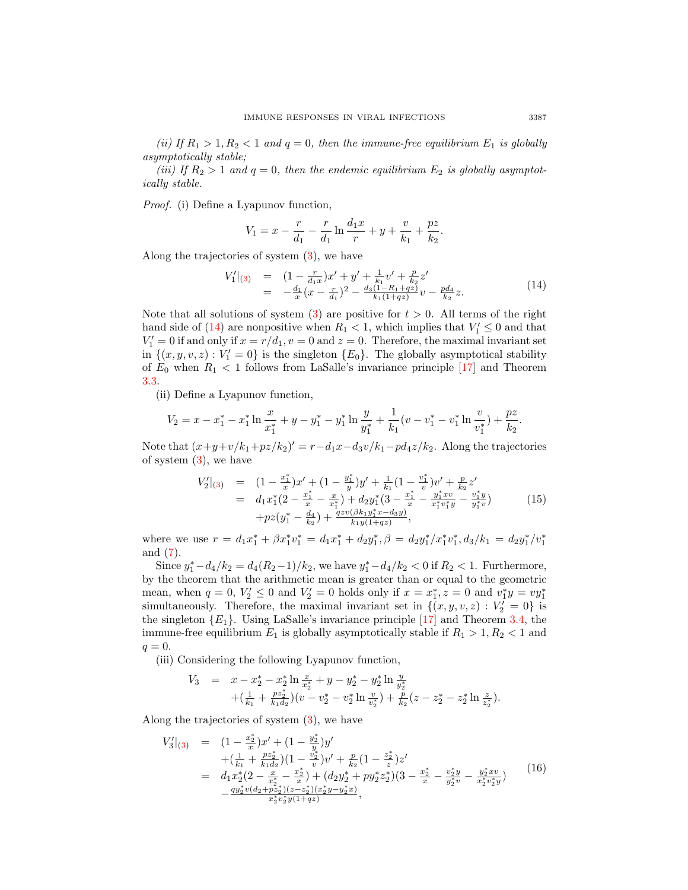*(ii) If $R_1 > 1, R_2 < 1$ and $q = 0$, then the immune-free equilibrium $E_1$ is globally asymptotically stable;*

*(iii) If $R_2 > 1$ and $q = 0$, then the endemic equilibrium $E_2$ is globally asymptotically stable.*

*Proof.* (i) Define a Lyapunov function,

$$V_1 = x - \frac{r}{d_1} - \frac{r}{d_1}\ln\frac{d_1 x}{r} + y + \frac{v}{k_1} + \frac{pz}{k_2}.$$

Along the trajectories of system (3), we have

$$\begin{array}{rcl} V_1'|_{(3)} & = & (1-\frac{r}{d_1 x})x' + y' + \frac{1}{k_1}v' + \frac{p}{k_2}z' \\ & = & -\frac{d_1}{x}(x-\frac{r}{d_1})^2 - \frac{d_3(1-R_1+qz)}{k_1(1+qz)}v - \frac{pd_4}{k_2}z. \end{array} \tag{14}$$

Note that all solutions of system (3) are positive for $t > 0$. All terms of the right hand side of (14) are nonpositive when $R_1 < 1$, which implies that $V_1' \le 0$ and that $V_1' = 0$ if and only if $x = r/d_1, v = 0$ and $z = 0$. Therefore, the maximal invariant set in $\{(x, y, v, z) : V_1' = 0\}$ is the singleton $\{E_0\}$. The globally asymptotical stability of $E_0$ when $R_1 < 1$ follows from LaSalle's invariance principle [17] and Theorem 3.3.

(ii) Define a Lyapunov function,

$$V_2 = x - x_1^* - x_1^*\ln\frac{x}{x_1^*} + y - y_1^* - y_1^*\ln\frac{y}{y_1^*} + \frac{1}{k_1}(v - v_1^* - v_1^*\ln\frac{v}{v_1^*}) + \frac{pz}{k_2}.$$

Note that $(x + y + v/k_1 + pz/k_2)' = r - d_1 x - d_3 v/k_1 - pd_4 z/k_2$. Along the trajectories of system (3), we have

$$\begin{array}{rcl} V_2'|_{(3)} & = & (1-\frac{x_1^*}{x})x' + (1-\frac{y_1^*}{y})y' + \frac{1}{k_1}(1-\frac{v_1^*}{v})v' + \frac{p}{k_2}z' \\ & = & d_1 x_1^*(2 - \frac{x_1^*}{x} - \frac{x}{x_1^*}) + d_2 y_1^*(3 - \frac{x_1^*}{x} - \frac{y_1^* x v}{x_1^* v_1^* y} - \frac{v_1^* y}{y_1^* v}) \\ & & + pz(y_1^* - \frac{d_4}{k_2}) + \frac{qzv(\beta k_1 y_1^* x - d_3 y)}{k_1 y(1+qz)}, \end{array} \tag{15}$$

where we use $r = d_1 x_1^* + \beta x_1^* v_1^* = d_1 x_1^* + d_2 y_1^*, \beta = d_2 y_1^*/x_1^* v_1^*, d_3/k_1 = d_2 y_1^*/v_1^*$ and (7).

Since $y_1^* - d_4/k_2 = d_4(R_2 - 1)/k_2$, we have $y_1^* - d_4/k_2 < 0$ if $R_2 < 1$. Furthermore, by the theorem that the arithmetic mean is greater than or equal to the geometric mean, when $q = 0$, $V_2' \le 0$ and $V_2' = 0$ holds only if $x = x_1^*, z = 0$ and $v_1^* y = v y_1^*$ simultaneously. Therefore, the maximal invariant set in $\{(x, y, v, z) : V_2' = 0\}$ is the singleton $\{E_1\}$. Using LaSalle's invariance principle [17] and Theorem 3.4, the immune-free equilibrium $E_1$ is globally asymptotically stable if $R_1 > 1, R_2 < 1$ and $q = 0$.

(iii) Considering the following Lyapunov function,

$$\begin{array}{rcl} V_3 & = & x - x_2^* - x_2^*\ln\frac{x}{x_2^*} + y - y_2^* - y_2^*\ln\frac{y}{y_2^*} \\ & & +(\frac{1}{k_1} + \frac{pz_2^*}{k_1 d_2})(v - v_2^* - v_2^*\ln\frac{v}{v_2^*}) + \frac{p}{k_2}(z - z_2^* - z_2^*\ln\frac{z}{z_2^*}). \end{array}$$

Along the trajectories of system (3), we have

$$\begin{array}{rcl} V_3'|_{(3)} & = & (1-\frac{x_2^*}{x})x' + (1-\frac{y_2^*}{y})y' \\ & & +(\frac{1}{k_1} + \frac{pz_2^*}{k_1 d_2})(1-\frac{v_2^*}{v})v' + \frac{p}{k_2}(1-\frac{z_2^*}{z})z' \\ & = & d_1 x_2^*(2 - \frac{x}{x_2^*} - \frac{x_2^*}{x}) + (d_2 y_2^* + p y_2^* z_2^*)(3 - \frac{x_2^*}{x} - \frac{v_2^* y}{y_2^* v} - \frac{y_2^* x v}{x_2^* v_2^* y}) \\ & & -\frac{q y_2^* v(d_2 + p z_2^*)(z - z_2^*)(x_2^* y - y_2^* x)}{x_2^* v_2^* y(1+qz)}, \end{array} \tag{16}$$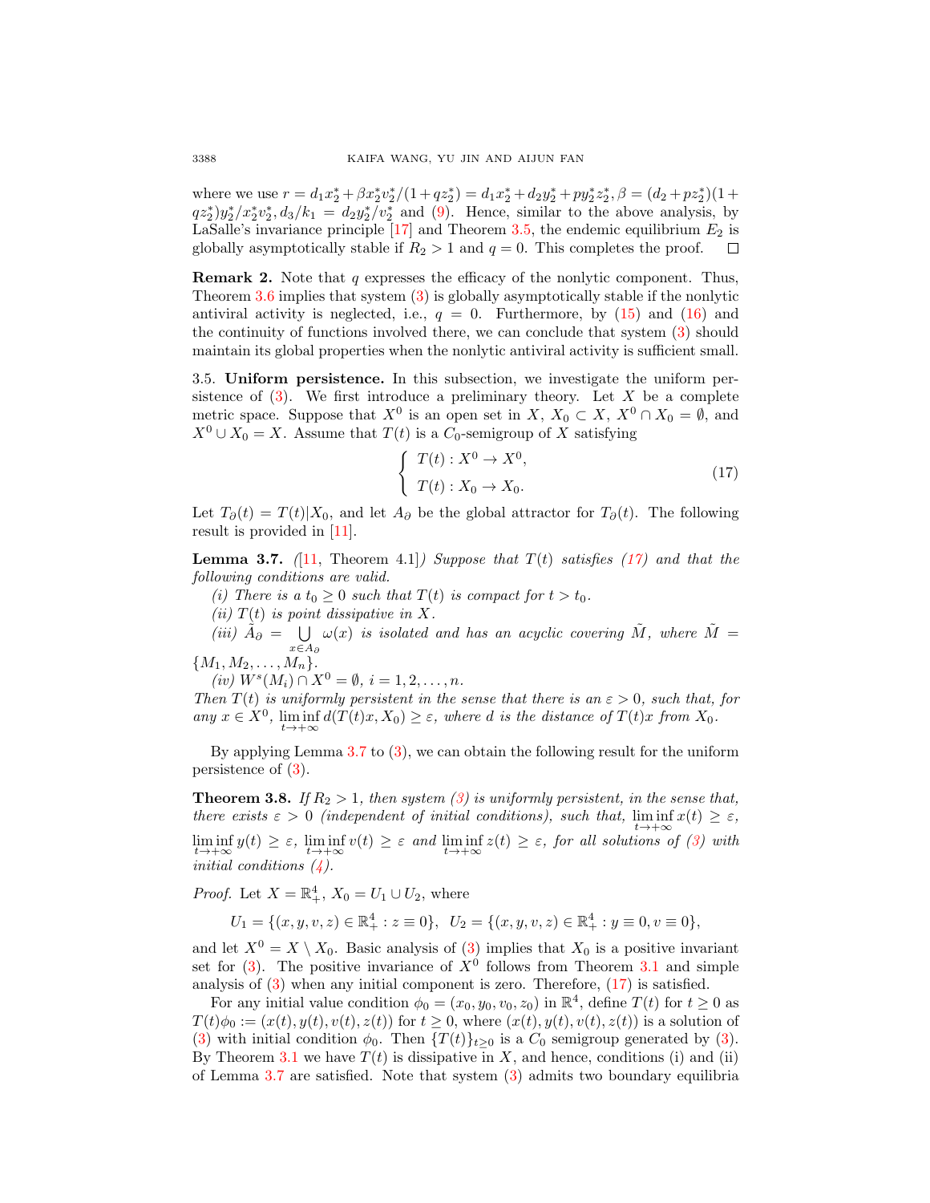where we use $r = d_1 x_2^* + \beta x_2^* v_2^*/(1+qz_2^*) = d_1 x_2^* + d_2 y_2^* + p y_2^* z_2^*, \beta = (d_2 + p z_2^*)(1+qz_2^*)y_2^*/x_2^* v_2^*, d_3/k_1 = d_2 y_2^*/v_2^*$ and (9). Hence, similar to the above analysis, by LaSalle's invariance principle [17] and Theorem 3.5, the endemic equilibrium $E_2$ is globally asymptotically stable if $R_2 > 1$ and $q = 0$. This completes the proof. $\square$

**Remark 2.** Note that $q$ expresses the efficacy of the nonlytic component. Thus, Theorem 3.6 implies that system (3) is globally asymptotically stable if the nonlytic antiviral activity is neglected, i.e., $q = 0$. Furthermore, by (15) and (16) and the continuity of functions involved there, we can conclude that system (3) should maintain its global properties when the nonlytic antiviral activity is sufficient small.

3.5. **Uniform persistence.** In this subsection, we investigate the uniform persistence of (3). We first introduce a preliminary theory. Let $X$ be a complete metric space. Suppose that $X^0$ is an open set in $X$, $X_0 \subset X$, $X^0 \cap X_0 = \emptyset$, and $X^0 \cup X_0 = X$. Assume that $T(t)$ is a $C_0$-semigroup of $X$ satisfying

$$\begin{cases} T(t) : X^0 \to X^0, \\ T(t) : X_0 \to X_0. \end{cases} \tag{17}$$

Let $T_\partial(t) = T(t)|X_0$, and let $A_\partial$ be the global attractor for $T_\partial(t)$. The following result is provided in [11].

**Lemma 3.7.** *([11, Theorem 4.1]) Suppose that $T(t)$ satisfies (17) and that the following conditions are valid.*

*(i) There is a $t_0 \geq 0$ such that $T(t)$ is compact for $t > t_0$.*

*(ii) $T(t)$ is point dissipative in $X$.*

*(iii) $\tilde{A}_\partial = \bigcup_{x \in A_\partial} \omega(x)$ is isolated and has an acyclic covering $\tilde{M}$, where $\tilde{M} = \{M_1, M_2, \ldots, M_n\}$.*

*(iv) $W^s(M_i) \cap X^0 = \emptyset$, $i = 1, 2, \ldots, n$.*

*Then $T(t)$ is uniformly persistent in the sense that there is an $\varepsilon > 0$, such that, for any $x \in X^0$, $\liminf_{t\to+\infty} d(T(t)x, X_0) \geq \varepsilon$, where $d$ is the distance of $T(t)x$ from $X_0$.*

By applying Lemma 3.7 to (3), we can obtain the following result for the uniform persistence of (3).

**Theorem 3.8.** *If $R_2 > 1$, then system (3) is uniformly persistent, in the sense that, there exists $\varepsilon > 0$ (independent of initial conditions), such that, $\liminf_{t\to+\infty} x(t) \geq \varepsilon$, $\liminf_{t\to+\infty} y(t) \geq \varepsilon$, $\liminf_{t\to+\infty} v(t) \geq \varepsilon$ and $\liminf_{t\to+\infty} z(t) \geq \varepsilon$, for all solutions of (3) with initial conditions (4).*

*Proof.* Let $X = \mathbb{R}_+^4$, $X_0 = U_1 \cup U_2$, where

$$U_1 = \{(x, y, v, z) \in \mathbb{R}_+^4 : z \equiv 0\}, \;\; U_2 = \{(x, y, v, z) \in \mathbb{R}_+^4 : y \equiv 0, v \equiv 0\},$$

and let $X^0 = X \setminus X_0$. Basic analysis of (3) implies that $X_0$ is a positive invariant set for (3). The positive invariance of $X^0$ follows from Theorem 3.1 and simple analysis of (3) when any initial component is zero. Therefore, (17) is satisfied.

For any initial value condition $\phi_0 = (x_0, y_0, v_0, z_0)$ in $\mathbb{R}^4$, define $T(t)$ for $t \geq 0$ as $T(t)\phi_0 := (x(t), y(t), v(t), z(t))$ for $t \geq 0$, where $(x(t), y(t), v(t), z(t))$ is a solution of (3) with initial condition $\phi_0$. Then $\{T(t)\}_{t\geq 0}$ is a $C_0$ semigroup generated by (3). By Theorem 3.1 we have $T(t)$ is dissipative in $X$, and hence, conditions (i) and (ii) of Lemma 3.7 are satisfied. Note that system (3) admits two boundary equilibria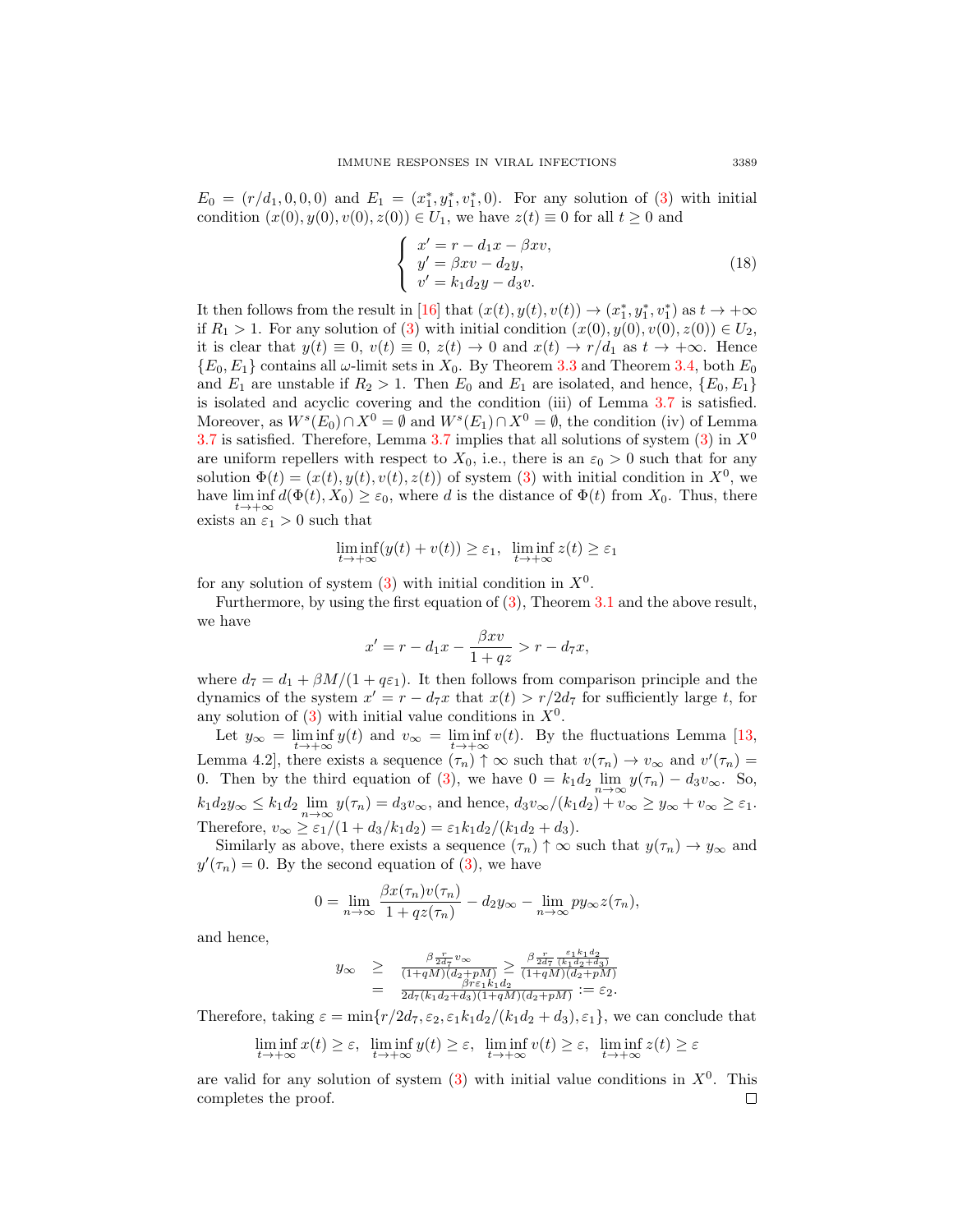$E_0 = (r/d_1, 0, 0, 0)$ and $E_1 = (x_1^*, y_1^*, v_1^*, 0)$. For any solution of (3) with initial condition $(x(0), y(0), v(0), z(0)) \in U_1$, we have $z(t) \equiv 0$ for all $t \geq 0$ and

$$\begin{cases} x' = r - d_1 x - \beta x v, \\ y' = \beta x v - d_2 y, \\ v' = k_1 d_2 y - d_3 v. \end{cases} \tag{18}$$

It then follows from the result in [16] that $(x(t), y(t), v(t)) \to (x_1^*, y_1^*, v_1^*)$ as $t \to +\infty$ if $R_1 > 1$. For any solution of (3) with initial condition $(x(0), y(0), v(0), z(0)) \in U_2$, it is clear that $y(t) \equiv 0$, $v(t) \equiv 0$, $z(t) \to 0$ and $x(t) \to r/d_1$ as $t \to +\infty$. Hence $\{E_0, E_1\}$ contains all $\omega$-limit sets in $X_0$. By Theorem 3.3 and Theorem 3.4, both $E_0$ and $E_1$ are unstable if $R_2 > 1$. Then $E_0$ and $E_1$ are isolated, and hence, $\{E_0, E_1\}$ is isolated and acyclic covering and the condition (iii) of Lemma 3.7 is satisfied. Moreover, as $W^s(E_0) \cap X^0 = \emptyset$ and $W^s(E_1) \cap X^0 = \emptyset$, the condition (iv) of Lemma 3.7 is satisfied. Therefore, Lemma 3.7 implies that all solutions of system (3) in $X^0$ are uniform repellers with respect to $X_0$, i.e., there is an $\varepsilon_0 > 0$ such that for any solution $\Phi(t) = (x(t), y(t), v(t), z(t))$ of system (3) with initial condition in $X^0$, we have $\liminf_{t \to +\infty} d(\Phi(t), X_0) \geq \varepsilon_0$, where $d$ is the distance of $\Phi(t)$ from $X_0$. Thus, there exists an $\varepsilon_1 > 0$ such that

$$\liminf_{t \to +\infty} (y(t) + v(t)) \geq \varepsilon_1, \;\; \liminf_{t \to +\infty} z(t) \geq \varepsilon_1$$

for any solution of system (3) with initial condition in $X^0$.

Furthermore, by using the first equation of (3), Theorem 3.1 and the above result, we have

$$x' = r - d_1 x - \frac{\beta x v}{1 + qz} > r - d_7 x,$$

where $d_7 = d_1 + \beta M/(1 + q\varepsilon_1)$. It then follows from comparison principle and the dynamics of the system $x' = r - d_7 x$ that $x(t) > r/2d_7$ for sufficiently large $t$, for any solution of (3) with initial value conditions in $X^0$.

Let $y_\infty = \liminf_{t \to +\infty} y(t)$ and $v_\infty = \liminf_{t \to +\infty} v(t)$. By the fluctuations Lemma [13, Lemma 4.2], there exists a sequence $(\tau_n) \uparrow \infty$ such that $v(\tau_n) \to v_\infty$ and $v'(\tau_n) = 0$. Then by the third equation of (3), we have $0 = k_1 d_2 \lim_{n \to \infty} y(\tau_n) - d_3 v_\infty$. So, $k_1 d_2 y_\infty \leq k_1 d_2 \lim_{n \to \infty} y(\tau_n) = d_3 v_\infty$, and hence, $d_3 v_\infty/(k_1 d_2) + v_\infty \geq y_\infty + v_\infty \geq \varepsilon_1$. Therefore, $v_\infty \geq \varepsilon_1/(1 + d_3/k_1 d_2) = \varepsilon_1 k_1 d_2/(k_1 d_2 + d_3)$.

Similarly as above, there exists a sequence $(\tau_n) \uparrow \infty$ such that $y(\tau_n) \to y_\infty$ and $y'(\tau_n) = 0$. By the second equation of (3), we have

$$0 = \lim_{n \to \infty} \frac{\beta x(\tau_n) v(\tau_n)}{1 + qz(\tau_n)} - d_2 y_\infty - \lim_{n \to \infty} p y_\infty z(\tau_n),$$

and hence,

$$\begin{aligned} y_\infty &\geq \frac{\beta \frac{r}{2d_7} v_\infty}{(1+qM)(d_2+pM)} \geq \frac{\beta \frac{r}{2d_7} \frac{\varepsilon_1 k_1 d_2}{(k_1 d_2 + d_3)}}{(1+qM)(d_2+pM)} \\ &= \frac{\beta r \varepsilon_1 k_1 d_2}{2d_7 (k_1 d_2 + d_3)(1+qM)(d_2+pM)} := \varepsilon_2. \end{aligned}$$

Therefore, taking $\varepsilon = \min\{r/2d_7, \varepsilon_2, \varepsilon_1 k_1 d_2/(k_1 d_2 + d_3), \varepsilon_1\}$, we can conclude that

$$\liminf_{t \to +\infty} x(t) \geq \varepsilon, \;\; \liminf_{t \to +\infty} y(t) \geq \varepsilon, \;\; \liminf_{t \to +\infty} v(t) \geq \varepsilon, \;\; \liminf_{t \to +\infty} z(t) \geq \varepsilon$$

are valid for any solution of system (3) with initial value conditions in $X^0$. This completes the proof. ∎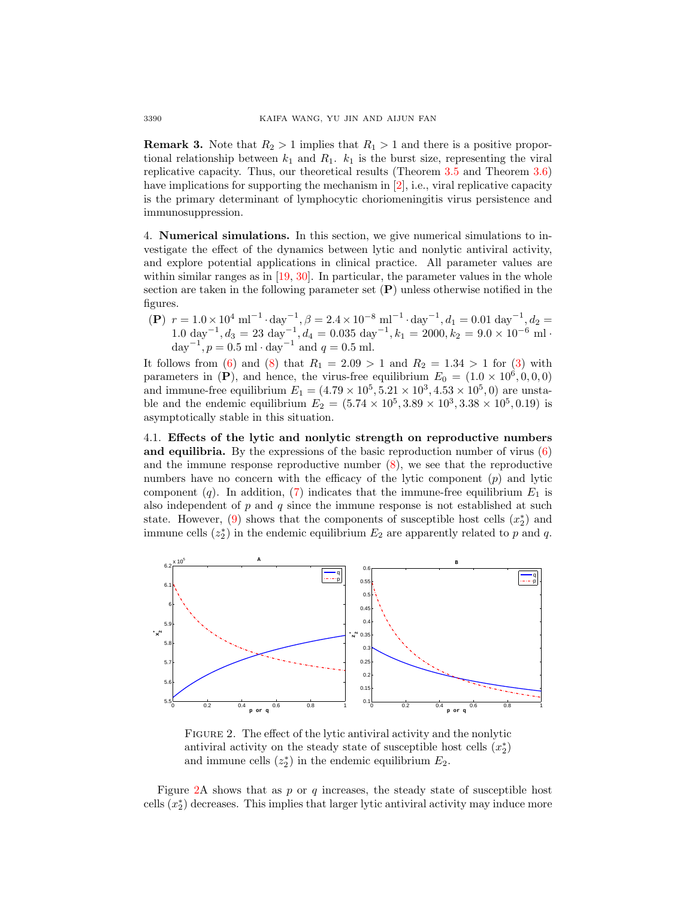**Remark 3.** Note that $R_2 > 1$ implies that $R_1 > 1$ and there is a positive proportional relationship between $k_1$ and $R_1$. $k_1$ is the burst size, representing the viral replicative capacity. Thus, our theoretical results (Theorem 3.5 and Theorem 3.6) have implications for supporting the mechanism in [2], i.e., viral replicative capacity is the primary determinant of lymphocytic choriomeningitis virus persistence and immunosuppression.

## 4. Numerical simulations.

In this section, we give numerical simulations to investigate the effect of the dynamics between lytic and nonlytic antiviral activity, and explore potential applications in clinical practice. All parameter values are within similar ranges as in [19, 30]. In particular, the parameter values in the whole section are taken in the following parameter set (**P**) unless otherwise notified in the figures.

(**P**) $r = 1.0 \times 10^4 \text{ ml}^{-1} \cdot \text{day}^{-1}, \beta = 2.4 \times 10^{-8} \text{ ml}^{-1} \cdot \text{day}^{-1}, d_1 = 0.01 \text{ day}^{-1}, d_2 = 1.0 \text{ day}^{-1}, d_3 = 23 \text{ day}^{-1}, d_4 = 0.035 \text{ day}^{-1}, k_1 = 2000, k_2 = 9.0 \times 10^{-6} \text{ ml} \cdot \text{day}^{-1}, p = 0.5 \text{ ml} \cdot \text{day}^{-1}$ and $q = 0.5$ ml.

It follows from (6) and (8) that $R_1 = 2.09 > 1$ and $R_2 = 1.34 > 1$ for (3) with parameters in (**P**), and hence, the virus-free equilibrium $E_0 = (1.0 \times 10^6, 0, 0, 0)$ and immune-free equilibrium $E_1 = (4.79 \times 10^5, 5.21 \times 10^3, 4.53 \times 10^5, 0)$ are unstable and the endemic equilibrium $E_2 = (5.74 \times 10^5, 3.89 \times 10^3, 3.38 \times 10^5, 0.19)$ is asymptotically stable in this situation.

### 4.1. Effects of the lytic and nonlytic strength on reproductive numbers and equilibria.

By the expressions of the basic reproduction number of virus (6) and the immune response reproductive number (8), we see that the reproductive numbers have no concern with the efficacy of the lytic component ($p$) and lytic component ($q$). In addition, (7) indicates that the immune-free equilibrium $E_1$ is also independent of $p$ and $q$ since the immune response is not established at such state. However, (9) shows that the components of susceptible host cells ($x_2^*$) and immune cells ($z_2^*$) in the endemic equilibrium $E_2$ are apparently related to $p$ and $q$.

Figure 2. The effect of the lytic antiviral activity and the nonlytic antiviral activity on the steady state of susceptible host cells ($x_2^*$) and immune cells ($z_2^*$) in the endemic equilibrium $E_2$.

Figure 2A shows that as $p$ or $q$ increases, the steady state of susceptible host cells ($x_2^*$) decreases. This implies that larger lytic antiviral activity may induce more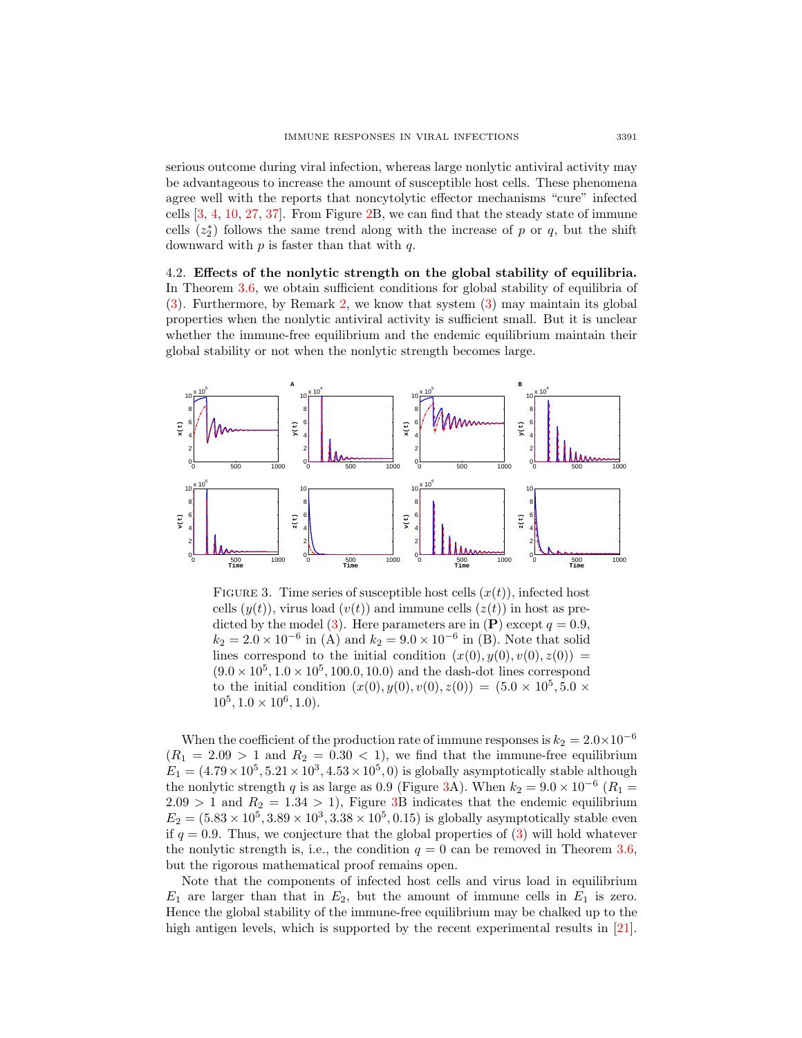serious outcome during viral infection, whereas large nonlytic antiviral activity may be advantageous to increase the amount of susceptible host cells. These phenomena agree well with the reports that noncytolytic effector mechanisms "cure" infected cells [3, 4, 10, 27, 37]. From Figure 2B, we can find that the steady state of immune cells ($z_2^*$) follows the same trend along with the increase of $p$ or $q$, but the shift downward with $p$ is faster than that with $q$.

### 4.2. Effects of the nonlytic strength on the global stability of equilibria.

In Theorem 3.6, we obtain sufficient conditions for global stability of equilibria of (3). Furthermore, by Remark 2, we know that system (3) may maintain its global properties when the nonlytic antiviral activity is sufficient small. But it is unclear whether the immune-free equilibrium and the endemic equilibrium maintain their global stability or not when the nonlytic strength becomes large.

FIGURE 3. Time series of susceptible host cells ($x(t)$), infected host cells ($y(t)$), virus load ($v(t)$) and immune cells ($z(t)$) in host as predicted by the model (3). Here parameters are in (**P**) except $q = 0.9$, $k_2 = 2.0 \times 10^{-6}$ in (A) and $k_2 = 9.0 \times 10^{-6}$ in (B). Note that solid lines correspond to the initial condition $(x(0), y(0), v(0), z(0)) = (9.0 \times 10^5, 1.0 \times 10^5, 100.0, 10.0)$ and the dash-dot lines correspond to the initial condition $(x(0), y(0), v(0), z(0)) = (5.0 \times 10^5, 5.0 \times 10^5, 1.0 \times 10^6, 1.0)$.

When the coefficient of the production rate of immune responses is $k_2 = 2.0 \times 10^{-6}$ ($R_1 = 2.09 > 1$ and $R_2 = 0.30 < 1$), we find that the immune-free equilibrium $E_1 = (4.79 \times 10^5, 5.21 \times 10^3, 4.53 \times 10^5, 0)$ is globally asymptotically stable although the nonlytic strength $q$ is as large as 0.9 (Figure 3A). When $k_2 = 9.0 \times 10^{-6}$ ($R_1 = 2.09 > 1$ and $R_2 = 1.34 > 1$), Figure 3B indicates that the endemic equilibrium $E_2 = (5.83 \times 10^5, 3.89 \times 10^3, 3.38 \times 10^5, 0.15)$ is globally asymptotically stable even if $q = 0.9$. Thus, we conjecture that the global properties of (3) will hold whatever the nonlytic strength is, i.e., the condition $q = 0$ can be removed in Theorem 3.6, but the rigorous mathematical proof remains open.

Note that the components of infected host cells and virus load in equilibrium $E_1$ are larger than that in $E_2$, but the amount of immune cells in $E_1$ is zero. Hence the global stability of the immune-free equilibrium may be chalked up to the high antigen levels, which is supported by the recent experimental results in [21].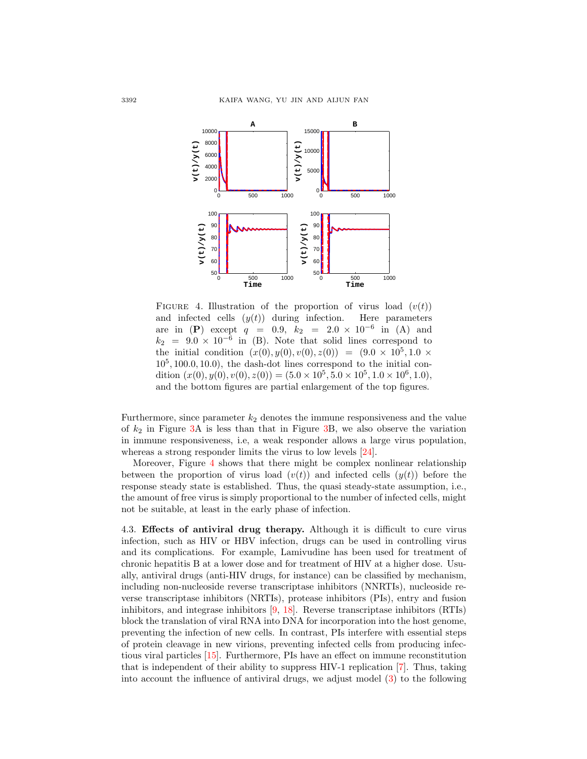FIGURE 4. Illustration of the proportion of virus load ($v(t)$) and infected cells ($y(t)$) during infection. Here parameters are in (**P**) except $q = 0.9$, $k_2 = 2.0 \times 10^{-6}$ in (A) and $k_2 = 9.0 \times 10^{-6}$ in (B). Note that solid lines correspond to the initial condition $(x(0), y(0), v(0), z(0)) = (9.0 \times 10^5, 1.0 \times 10^5, 100.0, 10.0)$, the dash-dot lines correspond to the initial condition $(x(0), y(0), v(0), z(0)) = (5.0 \times 10^5, 5.0 \times 10^5, 1.0 \times 10^6, 1.0)$, and the bottom figures are partial enlargement of the top figures.

Furthermore, since parameter $k_2$ denotes the immune responsiveness and the value of $k_2$ in Figure 3A is less than that in Figure 3B, we also observe the variation in immune responsiveness, i.e, a weak responder allows a large virus population, whereas a strong responder limits the virus to low levels [24].

Moreover, Figure 4 shows that there might be complex nonlinear relationship between the proportion of virus load ($v(t)$) and infected cells ($y(t)$) before the response steady state is established. Thus, the quasi steady-state assumption, i.e., the amount of free virus is simply proportional to the number of infected cells, might not be suitable, at least in the early phase of infection.

4.3. **Effects of antiviral drug therapy.** Although it is difficult to cure virus infection, such as HIV or HBV infection, drugs can be used in controlling virus and its complications. For example, Lamivudine has been used for treatment of chronic hepatitis B at a lower dose and for treatment of HIV at a higher dose. Usually, antiviral drugs (anti-HIV drugs, for instance) can be classified by mechanism, including non-nucleoside reverse transcriptase inhibitors (NNRTIs), nucleoside reverse transcriptase inhibitors (NRTIs), protease inhibitors (PIs), entry and fusion inhibitors, and integrase inhibitors [9, 18]. Reverse transcriptase inhibitors (RTIs) block the translation of viral RNA into DNA for incorporation into the host genome, preventing the infection of new cells. In contrast, PIs interfere with essential steps of protein cleavage in new virions, preventing infected cells from producing infectious viral particles [15]. Furthermore, PIs have an effect on immune reconstitution that is independent of their ability to suppress HIV-1 replication [7]. Thus, taking into account the influence of antiviral drugs, we adjust model (3) to the following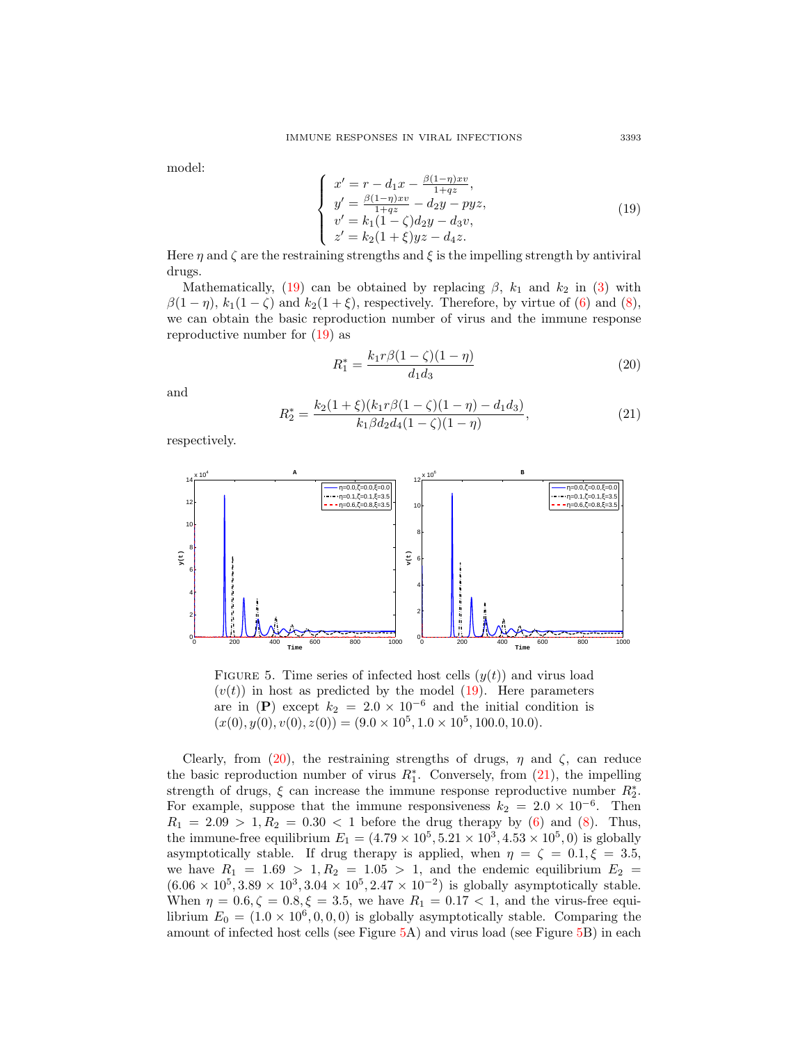model:

$$
\begin{cases}
x' = r - d_1 x - \frac{\beta(1-\eta)xv}{1+qz}, \\
y' = \frac{\beta(1-\eta)xv}{1+qz} - d_2 y - pyz, \\
v' = k_1(1-\zeta)d_2 y - d_3 v, \\
z' = k_2(1+\xi)yz - d_4 z.
\end{cases}
\tag{19}
$$

Here $\eta$ and $\zeta$ are the restraining strengths and $\xi$ is the impelling strength by antiviral drugs.

Mathematically, (19) can be obtained by replacing $\beta$, $k_1$ and $k_2$ in (3) with $\beta(1-\eta)$, $k_1(1-\zeta)$ and $k_2(1+\xi)$, respectively. Therefore, by virtue of (6) and (8), we can obtain the basic reproduction number of virus and the immune response reproductive number for (19) as

$$
R_1^* = \frac{k_1 r \beta(1-\zeta)(1-\eta)}{d_1 d_3}
\tag{20}
$$

and

$$
R_2^* = \frac{k_2(1+\xi)(k_1 r \beta(1-\zeta)(1-\eta) - d_1 d_3)}{k_1 \beta d_2 d_4 (1-\zeta)(1-\eta)},
\tag{21}
$$

respectively.

FIGURE 5. Time series of infected host cells ($y(t)$) and virus load ($v(t)$) in host as predicted by the model (19). Here parameters are in (**P**) except $k_2 = 2.0 \times 10^{-6}$ and the initial condition is $(x(0), y(0), v(0), z(0)) = (9.0 \times 10^5, 1.0 \times 10^5, 100.0, 10.0)$.

Clearly, from (20), the restraining strengths of drugs, $\eta$ and $\zeta$, can reduce the basic reproduction number of virus $R_1^*$. Conversely, from (21), the impelling strength of drugs, $\xi$ can increase the immune response reproductive number $R_2^*$. For example, suppose that the immune responsiveness $k_2 = 2.0 \times 10^{-6}$. Then $R_1 = 2.09 > 1, R_2 = 0.30 < 1$ before the drug therapy by (6) and (8). Thus, the immune-free equilibrium $E_1 = (4.79 \times 10^5, 5.21 \times 10^3, 4.53 \times 10^5, 0)$ is globally asymptotically stable. If drug therapy is applied, when $\eta = \zeta = 0.1, \xi = 3.5$, we have $R_1 = 1.69 > 1, R_2 = 1.05 > 1$, and the endemic equilibrium $E_2 = (6.06 \times 10^5, 3.89 \times 10^3, 3.04 \times 10^5, 2.47 \times 10^{-2})$ is globally asymptotically stable. When $\eta = 0.6, \zeta = 0.8, \xi = 3.5$, we have $R_1 = 0.17 < 1$, and the virus-free equilibrium $E_0 = (1.0 \times 10^6, 0, 0, 0)$ is globally asymptotically stable. Comparing the amount of infected host cells (see Figure 5A) and virus load (see Figure 5B) in each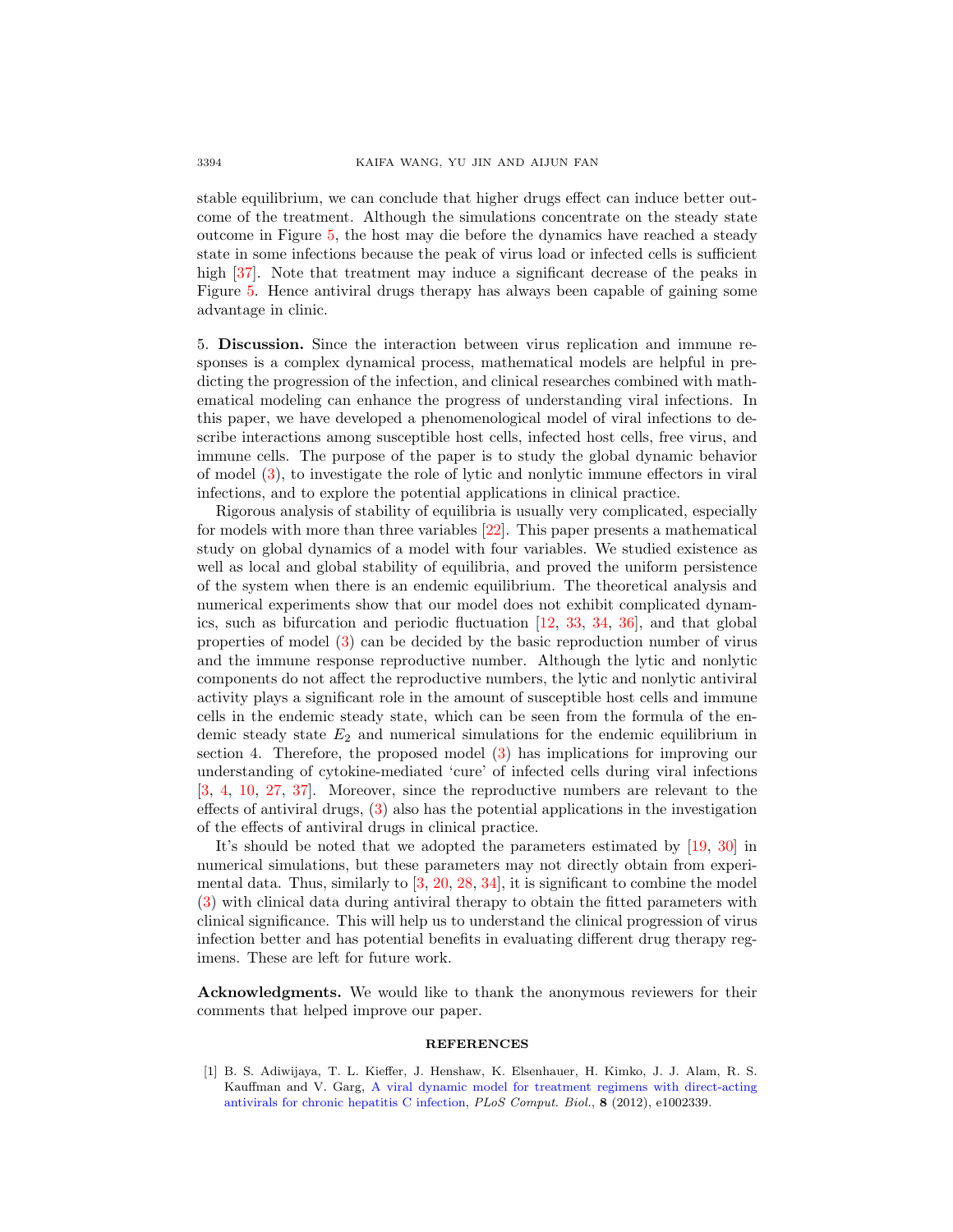stable equilibrium, we can conclude that higher drugs effect can induce better outcome of the treatment. Although the simulations concentrate on the steady state outcome in Figure 5, the host may die before the dynamics have reached a steady state in some infections because the peak of virus load or infected cells is sufficient high [37]. Note that treatment may induce a significant decrease of the peaks in Figure 5. Hence antiviral drugs therapy has always been capable of gaining some advantage in clinic.

## 5. Discussion.

Since the interaction between virus replication and immune responses is a complex dynamical process, mathematical models are helpful in predicting the progression of the infection, and clinical researches combined with mathematical modeling can enhance the progress of understanding viral infections. In this paper, we have developed a phenomenological model of viral infections to describe interactions among susceptible host cells, infected host cells, free virus, and immune cells. The purpose of the paper is to study the global dynamic behavior of model (3), to investigate the role of lytic and nonlytic immune effectors in viral infections, and to explore the potential applications in clinical practice.

Rigorous analysis of stability of equilibria is usually very complicated, especially for models with more than three variables [22]. This paper presents a mathematical study on global dynamics of a model with four variables. We studied existence as well as local and global stability of equilibria, and proved the uniform persistence of the system when there is an endemic equilibrium. The theoretical analysis and numerical experiments show that our model does not exhibit complicated dynamics, such as bifurcation and periodic fluctuation [12, 33, 34, 36], and that global properties of model (3) can be decided by the basic reproduction number of virus and the immune response reproductive number. Although the lytic and nonlytic components do not affect the reproductive numbers, the lytic and nonlytic antiviral activity plays a significant role in the amount of susceptible host cells and immune cells in the endemic steady state, which can be seen from the formula of the endemic steady state $E_2$ and numerical simulations for the endemic equilibrium in section 4. Therefore, the proposed model (3) has implications for improving our understanding of cytokine-mediated 'cure' of infected cells during viral infections [3, 4, 10, 27, 37]. Moreover, since the reproductive numbers are relevant to the effects of antiviral drugs, (3) also has the potential applications in the investigation of the effects of antiviral drugs in clinical practice.

It's should be noted that we adopted the parameters estimated by [19, 30] in numerical simulations, but these parameters may not directly obtain from experimental data. Thus, similarly to [3, 20, 28, 34], it is significant to combine the model (3) with clinical data during antiviral therapy to obtain the fitted parameters with clinical significance. This will help us to understand the clinical progression of virus infection better and has potential benefits in evaluating different drug therapy regimens. These are left for future work.

**Acknowledgments.** We would like to thank the anonymous reviewers for their comments that helped improve our paper.

## REFERENCES

[1] B. S. Adiwijaya, T. L. Kieffer, J. Henshaw, K. Elsenhauer, H. Kimko, J. J. Alam, R. S. Kauffman and V. Garg, A viral dynamic model for treatment regimens with direct-acting antivirals for chronic hepatitis C infection, *PLoS Comput. Biol.*, **8** (2012), e1002339.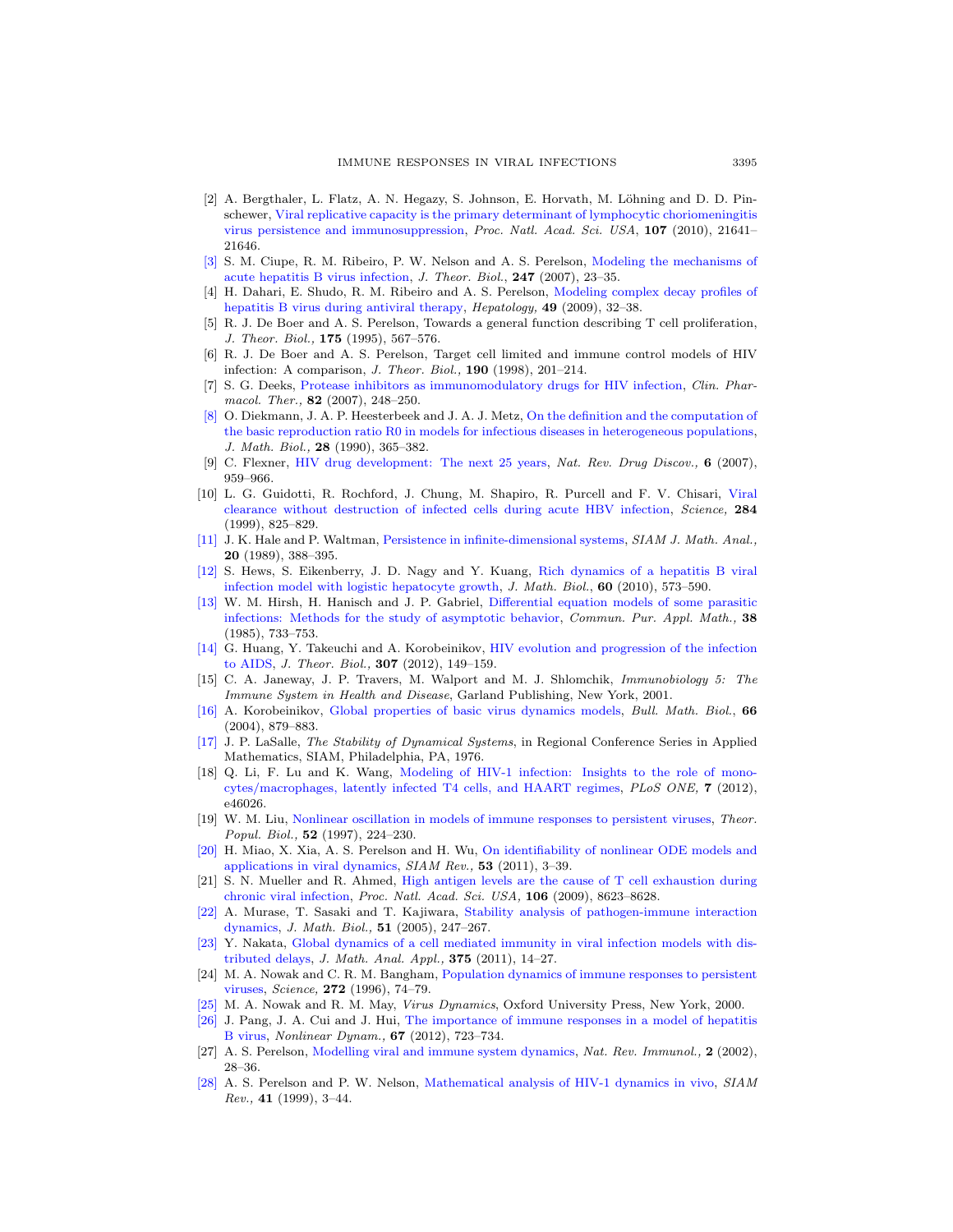[2] A. Bergthaler, L. Flatz, A. N. Hegazy, S. Johnson, E. Horvath, M. Löhning and D. D. Pinschewer, Viral replicative capacity is the primary determinant of lymphocytic choriomeningitis virus persistence and immunosuppression, *Proc. Natl. Acad. Sci. USA*, **107** (2010), 21641–21646.

[3] S. M. Ciupe, R. M. Ribeiro, P. W. Nelson and A. S. Perelson, Modeling the mechanisms of acute hepatitis B virus infection, *J. Theor. Biol.*, **247** (2007), 23–35.

[4] H. Dahari, E. Shudo, R. M. Ribeiro and A. S. Perelson, Modeling complex decay profiles of hepatitis B virus during antiviral therapy, *Hepatology,* **49** (2009), 32–38.

[5] R. J. De Boer and A. S. Perelson, Towards a general function describing T cell proliferation, *J. Theor. Biol.,* **175** (1995), 567–576.

[6] R. J. De Boer and A. S. Perelson, Target cell limited and immune control models of HIV infection: A comparison, *J. Theor. Biol.,* **190** (1998), 201–214.

[7] S. G. Deeks, Protease inhibitors as immunomodulatory drugs for HIV infection, *Clin. Pharmacol. Ther.,* **82** (2007), 248–250.

[8] O. Diekmann, J. A. P. Heesterbeek and J. A. J. Metz, On the definition and the computation of the basic reproduction ratio R0 in models for infectious diseases in heterogeneous populations, *J. Math. Biol.,* **28** (1990), 365–382.

[9] C. Flexner, HIV drug development: The next 25 years, *Nat. Rev. Drug Discov.,* **6** (2007), 959–966.

[10] L. G. Guidotti, R. Rochford, J. Chung, M. Shapiro, R. Purcell and F. V. Chisari, Viral clearance without destruction of infected cells during acute HBV infection, *Science,* **284** (1999), 825–829.

[11] J. K. Hale and P. Waltman, Persistence in infinite-dimensional systems, *SIAM J. Math. Anal.,* **20** (1989), 388–395.

[12] S. Hews, S. Eikenberry, J. D. Nagy and Y. Kuang, Rich dynamics of a hepatitis B viral infection model with logistic hepatocyte growth, *J. Math. Biol.*, **60** (2010), 573–590.

[13] W. M. Hirsh, H. Hanisch and J. P. Gabriel, Differential equation models of some parasitic infections: Methods for the study of asymptotic behavior, *Commun. Pur. Appl. Math.,* **38** (1985), 733–753.

[14] G. Huang, Y. Takeuchi and A. Korobeinikov, HIV evolution and progression of the infection to AIDS, *J. Theor. Biol.,* **307** (2012), 149–159.

[15] C. A. Janeway, J. P. Travers, M. Walport and M. J. Shlomchik, *Immunobiology 5: The Immune System in Health and Disease*, Garland Publishing, New York, 2001.

[16] A. Korobeinikov, Global properties of basic virus dynamics models, *Bull. Math. Biol.*, **66** (2004), 879–883.

[17] J. P. LaSalle, *The Stability of Dynamical Systems*, in Regional Conference Series in Applied Mathematics, SIAM, Philadelphia, PA, 1976.

[18] Q. Li, F. Lu and K. Wang, Modeling of HIV-1 infection: Insights to the role of monocytes/macrophages, latently infected T4 cells, and HAART regimes, *PLoS ONE,* **7** (2012), e46026.

[19] W. M. Liu, Nonlinear oscillation in models of immune responses to persistent viruses, *Theor. Popul. Biol.,* **52** (1997), 224–230.

[20] H. Miao, X. Xia, A. S. Perelson and H. Wu, On identifiability of nonlinear ODE models and applications in viral dynamics, *SIAM Rev.,* **53** (2011), 3–39.

[21] S. N. Mueller and R. Ahmed, High antigen levels are the cause of T cell exhaustion during chronic viral infection, *Proc. Natl. Acad. Sci. USA,* **106** (2009), 8623–8628.

[22] A. Murase, T. Sasaki and T. Kajiwara, Stability analysis of pathogen-immune interaction dynamics, *J. Math. Biol.,* **51** (2005), 247–267.

[23] Y. Nakata, Global dynamics of a cell mediated immunity in viral infection models with distributed delays, *J. Math. Anal. Appl.,* **375** (2011), 14–27.

[24] M. A. Nowak and C. R. M. Bangham, Population dynamics of immune responses to persistent viruses, *Science,* **272** (1996), 74–79.

[25] M. A. Nowak and R. M. May, *Virus Dynamics*, Oxford University Press, New York, 2000.

[26] J. Pang, J. A. Cui and J. Hui, The importance of immune responses in a model of hepatitis B virus, *Nonlinear Dynam.,* **67** (2012), 723–734.

[27] A. S. Perelson, Modelling viral and immune system dynamics, *Nat. Rev. Immunol.,* **2** (2002), 28–36.

[28] A. S. Perelson and P. W. Nelson, Mathematical analysis of HIV-1 dynamics in vivo, *SIAM Rev.,* **41** (1999), 3–44.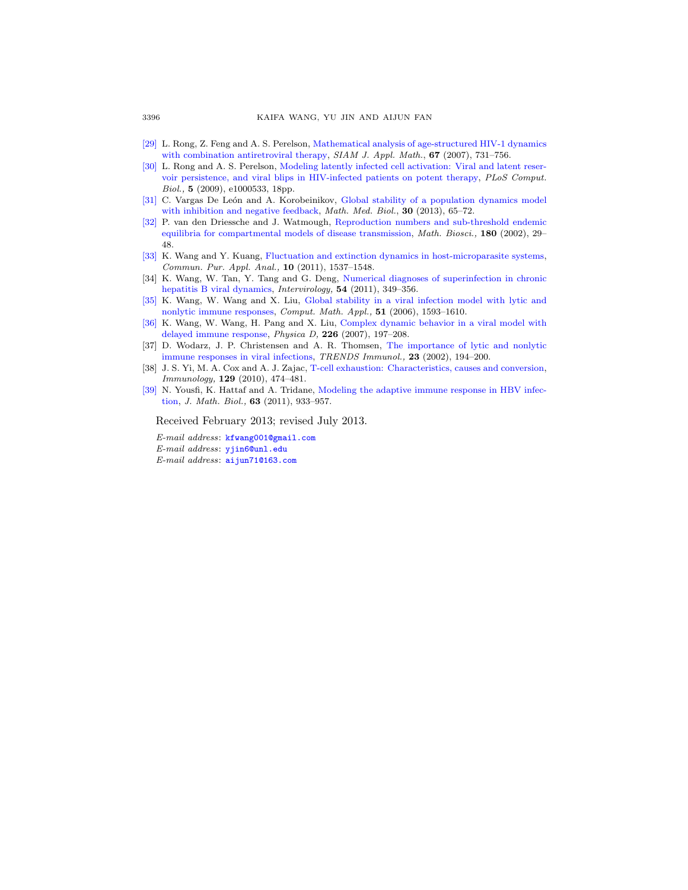[29] L. Rong, Z. Feng and A. S. Perelson, Mathematical analysis of age-structured HIV-1 dynamics with combination antiretroviral therapy, *SIAM J. Appl. Math.*, **67** (2007), 731–756.

[30] L. Rong and A. S. Perelson, Modeling latently infected cell activation: Viral and latent reservoir persistence, and viral blips in HIV-infected patients on potent therapy, *PLoS Comput. Biol.*, **5** (2009), e1000533, 18pp.

[31] C. Vargas De León and A. Korobeinikov, Global stability of a population dynamics model with inhibition and negative feedback, *Math. Med. Biol.*, **30** (2013), 65–72.

[32] P. van den Driessche and J. Watmough, Reproduction numbers and sub-threshold endemic equilibria for compartmental models of disease transmission, *Math. Biosci.,* **180** (2002), 29–48.

[33] K. Wang and Y. Kuang, Fluctuation and extinction dynamics in host-microparasite systems, *Commun. Pur. Appl. Anal.,* **10** (2011), 1537–1548.

[34] K. Wang, W. Tan, Y. Tang and G. Deng, Numerical diagnoses of superinfection in chronic hepatitis B viral dynamics, *Intervirology,* **54** (2011), 349–356.

[35] K. Wang, W. Wang and X. Liu, Global stability in a viral infection model with lytic and nonlytic immune responses, *Comput. Math. Appl.,* **51** (2006), 1593–1610.

[36] K. Wang, W. Wang, H. Pang and X. Liu, Complex dynamic behavior in a viral model with delayed immune response, *Physica D,* **226** (2007), 197–208.

[37] D. Wodarz, J. P. Christensen and A. R. Thomsen, The importance of lytic and nonlytic immune responses in viral infections, *TRENDS Immunol.,* **23** (2002), 194–200.

[38] J. S. Yi, M. A. Cox and A. J. Zajac, T-cell exhaustion: Characteristics, causes and conversion, *Immunology,* **129** (2010), 474–481.

[39] N. Yousfi, K. Hattaf and A. Tridane, Modeling the adaptive immune response in HBV infection, *J. Math. Biol.,* **63** (2011), 933–957.

Received February 2013; revised July 2013.

*E-mail address*: kfwang001@gmail.com
*E-mail address*: yjin6@unl.edu
*E-mail address*: aijun71@163.com